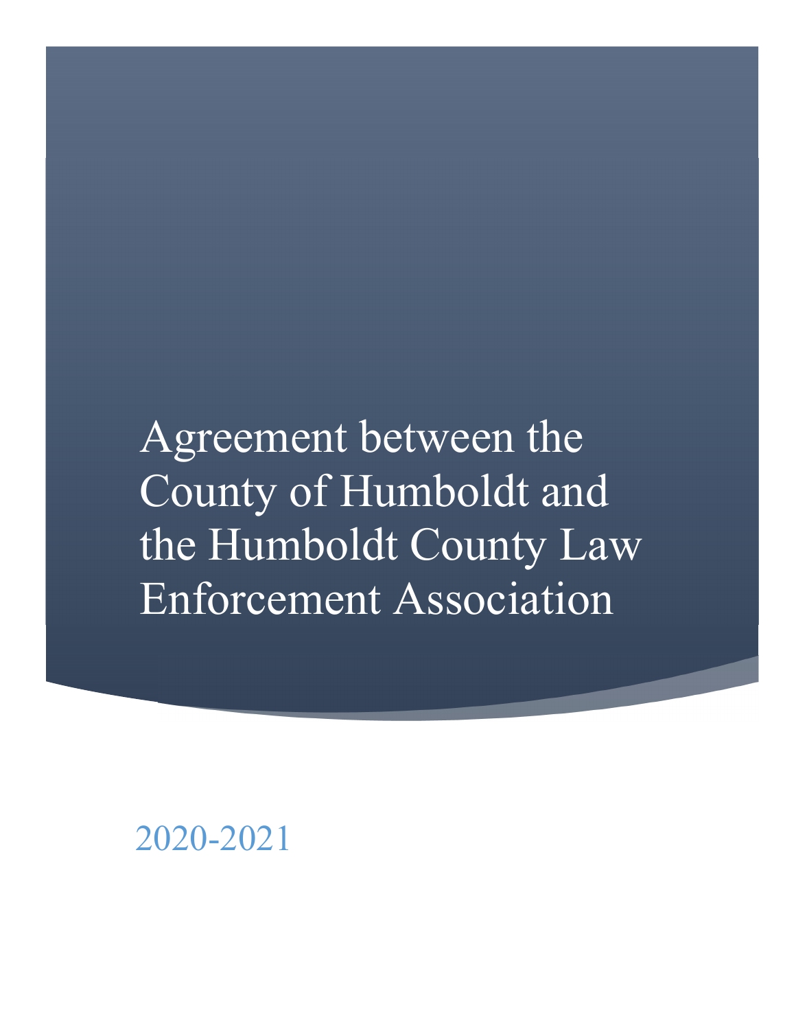# Agreement between the County of Humboldt and the Humboldt County Law Enforcement Association

2020-2021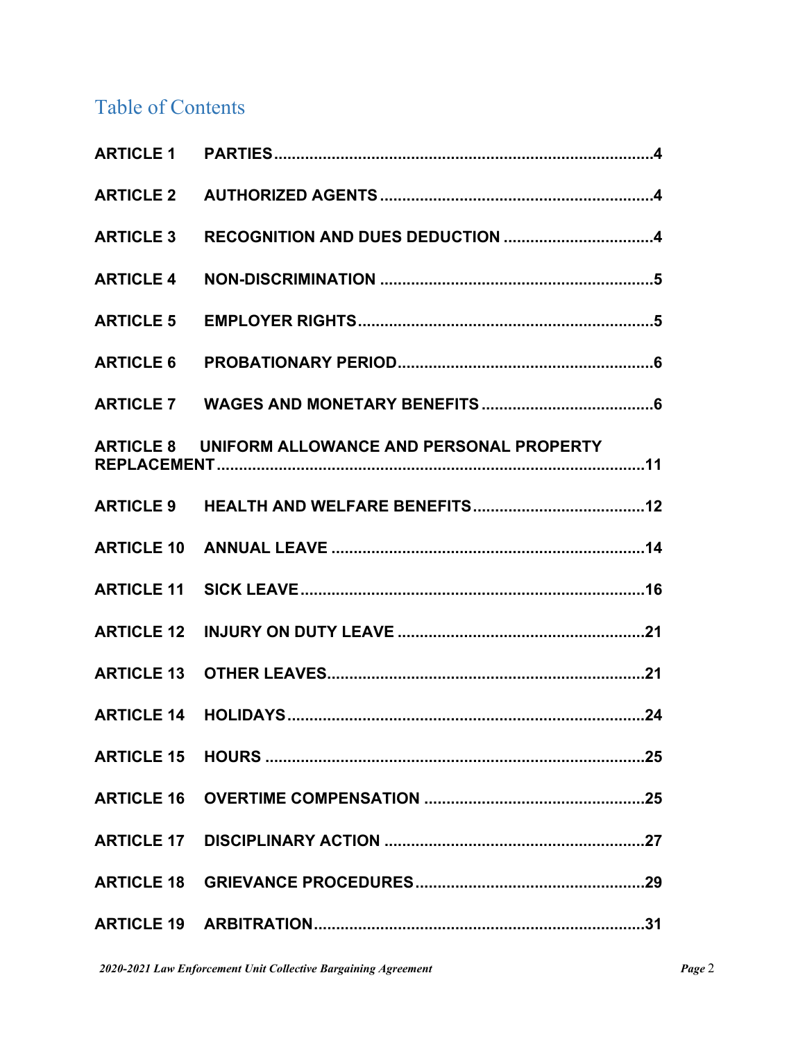## Table of Contents

| | | |
|---|---|---|
| **ARTICLE 1** | **PARTIES** | **4** |
| **ARTICLE 2** | **AUTHORIZED AGENTS** | **4** |
| **ARTICLE 3** | **RECOGNITION AND DUES DEDUCTION** | **4** |
| **ARTICLE 4** | **NON-DISCRIMINATION** | **5** |
| **ARTICLE 5** | **EMPLOYER RIGHTS** | **5** |
| **ARTICLE 6** | **PROBATIONARY PERIOD** | **6** |
| **ARTICLE 7** | **WAGES AND MONETARY BENEFITS** | **6** |
| **ARTICLE 8** | **UNIFORM ALLOWANCE AND PERSONAL PROPERTY REPLACEMENT** | **11** |
| **ARTICLE 9** | **HEALTH AND WELFARE BENEFITS** | **12** |
| **ARTICLE 10** | **ANNUAL LEAVE** | **14** |
| **ARTICLE 11** | **SICK LEAVE** | **16** |
| **ARTICLE 12** | **INJURY ON DUTY LEAVE** | **21** |
| **ARTICLE 13** | **OTHER LEAVES** | **21** |
| **ARTICLE 14** | **HOLIDAYS** | **24** |
| **ARTICLE 15** | **HOURS** | **25** |
| **ARTICLE 16** | **OVERTIME COMPENSATION** | **25** |
| **ARTICLE 17** | **DISCIPLINARY ACTION** | **27** |
| **ARTICLE 18** | **GRIEVANCE PROCEDURES** | **29** |
| **ARTICLE 19** | **ARBITRATION** | **31** |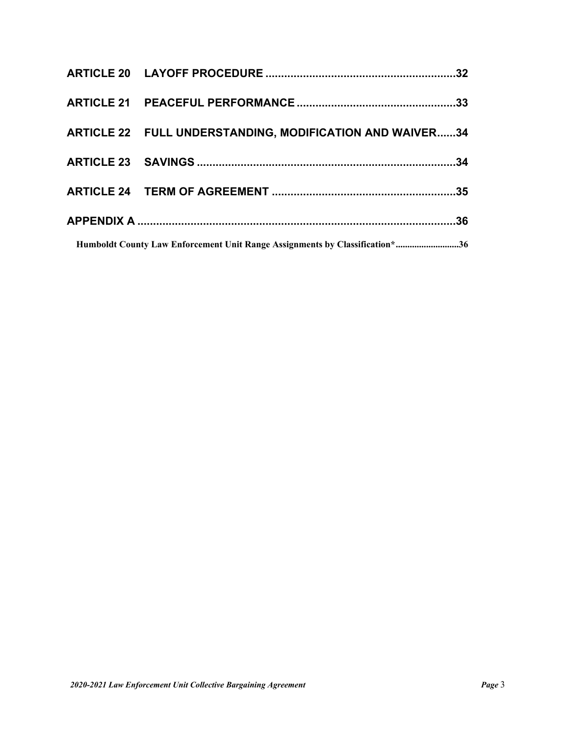**ARTICLE 20 LAYOFF PROCEDURE ............................................................32**

**ARTICLE 21 PEACEFUL PERFORMANCE ..................................................33**

**ARTICLE 22 FULL UNDERSTANDING, MODIFICATION AND WAIVER......34**

**ARTICLE 23 SAVINGS ..................................................................................34**

**ARTICLE 24 TERM OF AGREEMENT ..........................................................35**

**APPENDIX A ....................................................................................................36**

**Humboldt County Law Enforcement Unit Range Assignments by Classification*...........................36**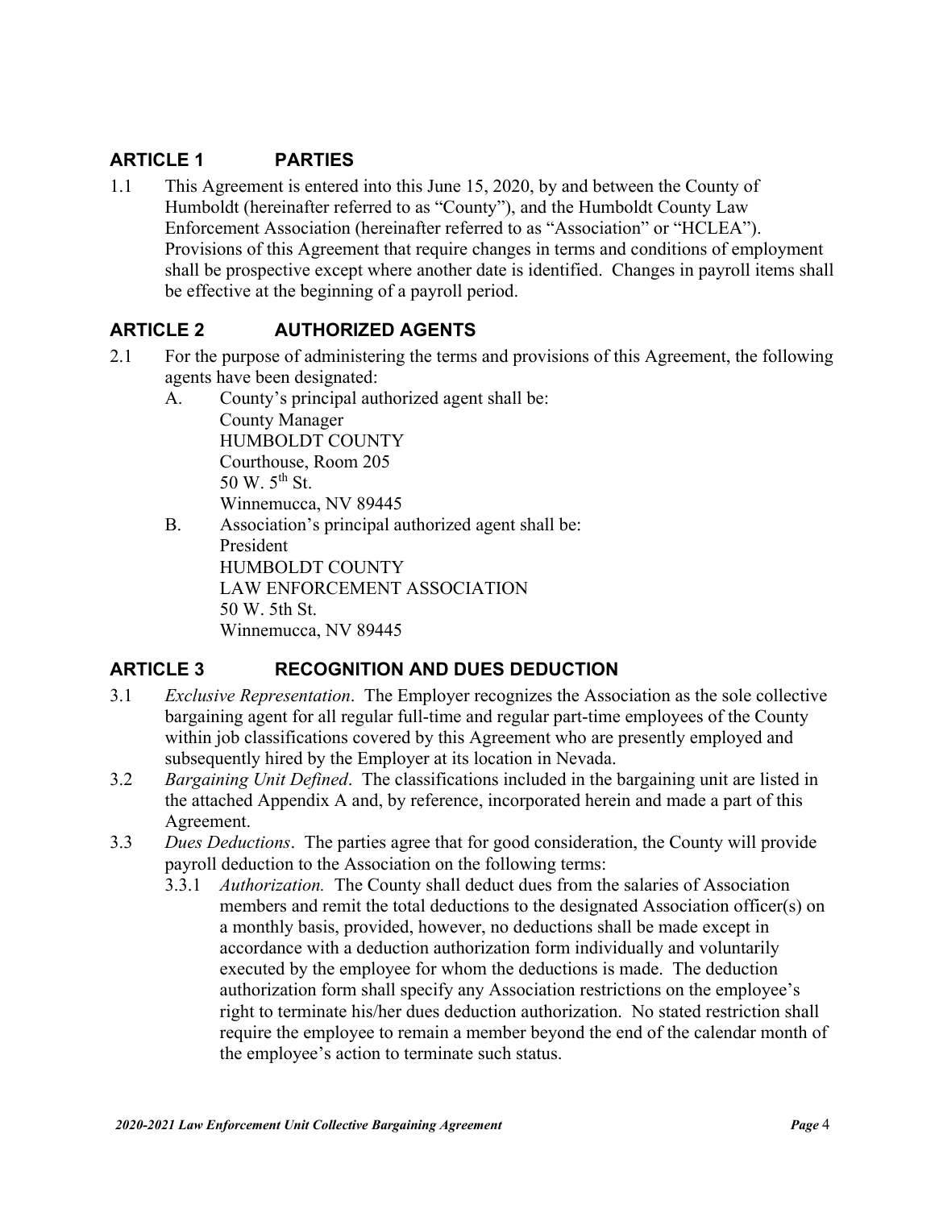## ARTICLE 1 PARTIES

1.1 This Agreement is entered into this June 15, 2020, by and between the County of Humboldt (hereinafter referred to as "County"), and the Humboldt County Law Enforcement Association (hereinafter referred to as "Association" or "HCLEA"). Provisions of this Agreement that require changes in terms and conditions of employment shall be prospective except where another date is identified. Changes in payroll items shall be effective at the beginning of a payroll period.

## ARTICLE 2 AUTHORIZED AGENTS

2.1 For the purpose of administering the terms and provisions of this Agreement, the following agents have been designated:

A. County's principal authorized agent shall be:
County Manager
HUMBOLDT COUNTY
Courthouse, Room 205
50 W. 5th St.
Winnemucca, NV 89445

B. Association's principal authorized agent shall be:
President
HUMBOLDT COUNTY
LAW ENFORCEMENT ASSOCIATION
50 W. 5th St.
Winnemucca, NV 89445

## ARTICLE 3 RECOGNITION AND DUES DEDUCTION

3.1 *Exclusive Representation*. The Employer recognizes the Association as the sole collective bargaining agent for all regular full-time and regular part-time employees of the County within job classifications covered by this Agreement who are presently employed and subsequently hired by the Employer at its location in Nevada.

3.2 *Bargaining Unit Defined*. The classifications included in the bargaining unit are listed in the attached Appendix A and, by reference, incorporated herein and made a part of this Agreement.

3.3 *Dues Deductions*. The parties agree that for good consideration, the County will provide payroll deduction to the Association on the following terms:

3.3.1 *Authorization.* The County shall deduct dues from the salaries of Association members and remit the total deductions to the designated Association officer(s) on a monthly basis, provided, however, no deductions shall be made except in accordance with a deduction authorization form individually and voluntarily executed by the employee for whom the deductions is made. The deduction authorization form shall specify any Association restrictions on the employee's right to terminate his/her dues deduction authorization. No stated restriction shall require the employee to remain a member beyond the end of the calendar month of the employee's action to terminate such status.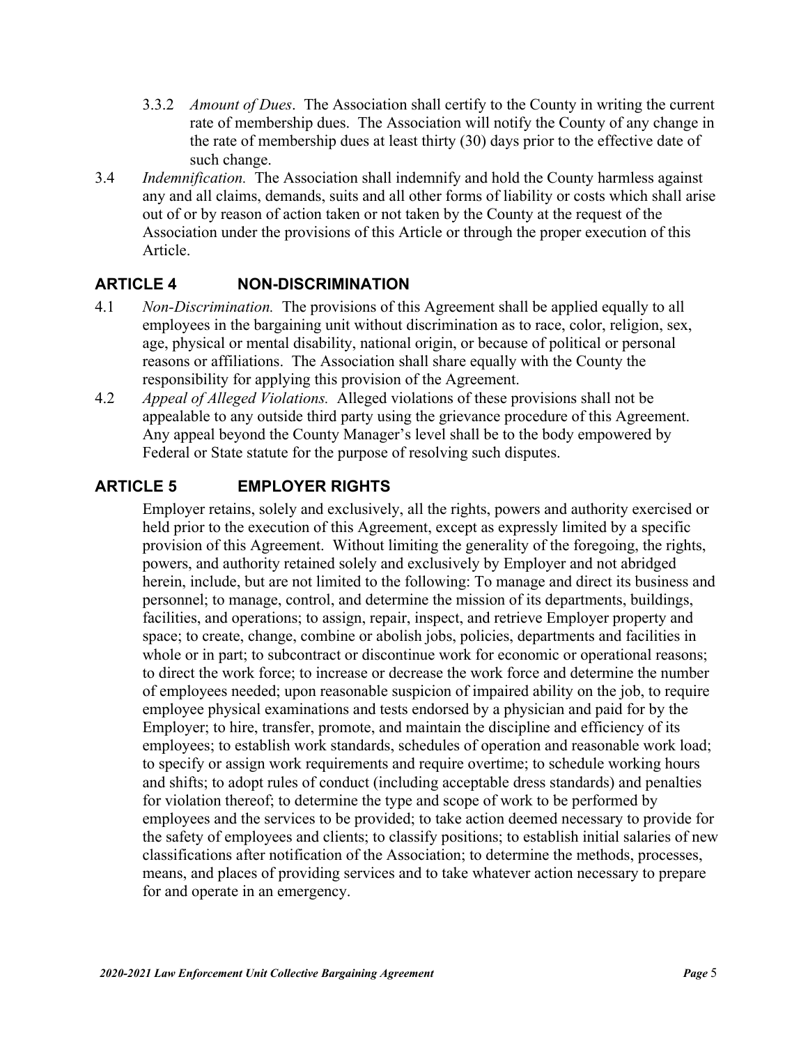3.3.2 *Amount of Dues*. The Association shall certify to the County in writing the current rate of membership dues. The Association will notify the County of any change in the rate of membership dues at least thirty (30) days prior to the effective date of such change.

3.4 *Indemnification.* The Association shall indemnify and hold the County harmless against any and all claims, demands, suits and all other forms of liability or costs which shall arise out of or by reason of action taken or not taken by the County at the request of the Association under the provisions of this Article or through the proper execution of this Article.

## ARTICLE 4 NON-DISCRIMINATION

4.1 *Non-Discrimination.* The provisions of this Agreement shall be applied equally to all employees in the bargaining unit without discrimination as to race, color, religion, sex, age, physical or mental disability, national origin, or because of political or personal reasons or affiliations. The Association shall share equally with the County the responsibility for applying this provision of the Agreement.

4.2 *Appeal of Alleged Violations.* Alleged violations of these provisions shall not be appealable to any outside third party using the grievance procedure of this Agreement. Any appeal beyond the County Manager's level shall be to the body empowered by Federal or State statute for the purpose of resolving such disputes.

## ARTICLE 5 EMPLOYER RIGHTS

Employer retains, solely and exclusively, all the rights, powers and authority exercised or held prior to the execution of this Agreement, except as expressly limited by a specific provision of this Agreement. Without limiting the generality of the foregoing, the rights, powers, and authority retained solely and exclusively by Employer and not abridged herein, include, but are not limited to the following: To manage and direct its business and personnel; to manage, control, and determine the mission of its departments, buildings, facilities, and operations; to assign, repair, inspect, and retrieve Employer property and space; to create, change, combine or abolish jobs, policies, departments and facilities in whole or in part; to subcontract or discontinue work for economic or operational reasons; to direct the work force; to increase or decrease the work force and determine the number of employees needed; upon reasonable suspicion of impaired ability on the job, to require employee physical examinations and tests endorsed by a physician and paid for by the Employer; to hire, transfer, promote, and maintain the discipline and efficiency of its employees; to establish work standards, schedules of operation and reasonable work load; to specify or assign work requirements and require overtime; to schedule working hours and shifts; to adopt rules of conduct (including acceptable dress standards) and penalties for violation thereof; to determine the type and scope of work to be performed by employees and the services to be provided; to take action deemed necessary to provide for the safety of employees and clients; to classify positions; to establish initial salaries of new classifications after notification of the Association; to determine the methods, processes, means, and places of providing services and to take whatever action necessary to prepare for and operate in an emergency.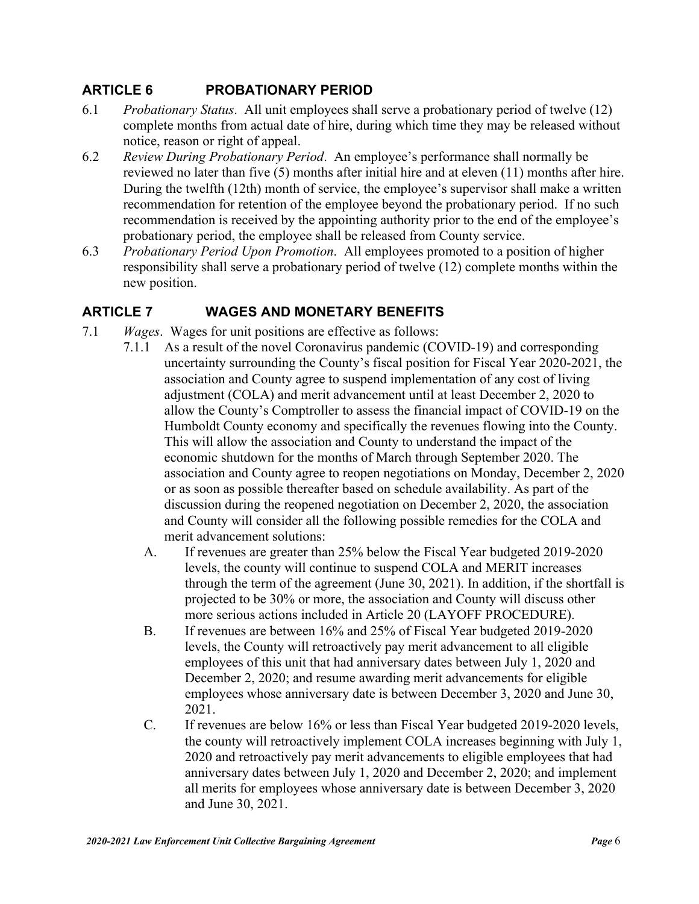## ARTICLE 6 PROBATIONARY PERIOD

6.1 *Probationary Status*. All unit employees shall serve a probationary period of twelve (12) complete months from actual date of hire, during which time they may be released without notice, reason or right of appeal.

6.2 *Review During Probationary Period*. An employee's performance shall normally be reviewed no later than five (5) months after initial hire and at eleven (11) months after hire. During the twelfth (12th) month of service, the employee's supervisor shall make a written recommendation for retention of the employee beyond the probationary period. If no such recommendation is received by the appointing authority prior to the end of the employee's probationary period, the employee shall be released from County service.

6.3 *Probationary Period Upon Promotion*. All employees promoted to a position of higher responsibility shall serve a probationary period of twelve (12) complete months within the new position.

## ARTICLE 7 WAGES AND MONETARY BENEFITS

7.1 *Wages*. Wages for unit positions are effective as follows:

7.1.1 As a result of the novel Coronavirus pandemic (COVID-19) and corresponding uncertainty surrounding the County's fiscal position for Fiscal Year 2020-2021, the association and County agree to suspend implementation of any cost of living adjustment (COLA) and merit advancement until at least December 2, 2020 to allow the County's Comptroller to assess the financial impact of COVID-19 on the Humboldt County economy and specifically the revenues flowing into the County. This will allow the association and County to understand the impact of the economic shutdown for the months of March through September 2020. The association and County agree to reopen negotiations on Monday, December 2, 2020 or as soon as possible thereafter based on schedule availability. As part of the discussion during the reopened negotiation on December 2, 2020, the association and County will consider all the following possible remedies for the COLA and merit advancement solutions:

A. If revenues are greater than 25% below the Fiscal Year budgeted 2019-2020 levels, the county will continue to suspend COLA and MERIT increases through the term of the agreement (June 30, 2021). In addition, if the shortfall is projected to be 30% or more, the association and County will discuss other more serious actions included in Article 20 (LAYOFF PROCEDURE).

B. If revenues are between 16% and 25% of Fiscal Year budgeted 2019-2020 levels, the County will retroactively pay merit advancement to all eligible employees of this unit that had anniversary dates between July 1, 2020 and December 2, 2020; and resume awarding merit advancements for eligible employees whose anniversary date is between December 3, 2020 and June 30, 2021.

C. If revenues are below 16% or less than Fiscal Year budgeted 2019-2020 levels, the county will retroactively implement COLA increases beginning with July 1, 2020 and retroactively pay merit advancements to eligible employees that had anniversary dates between July 1, 2020 and December 2, 2020; and implement all merits for employees whose anniversary date is between December 3, 2020 and June 30, 2021.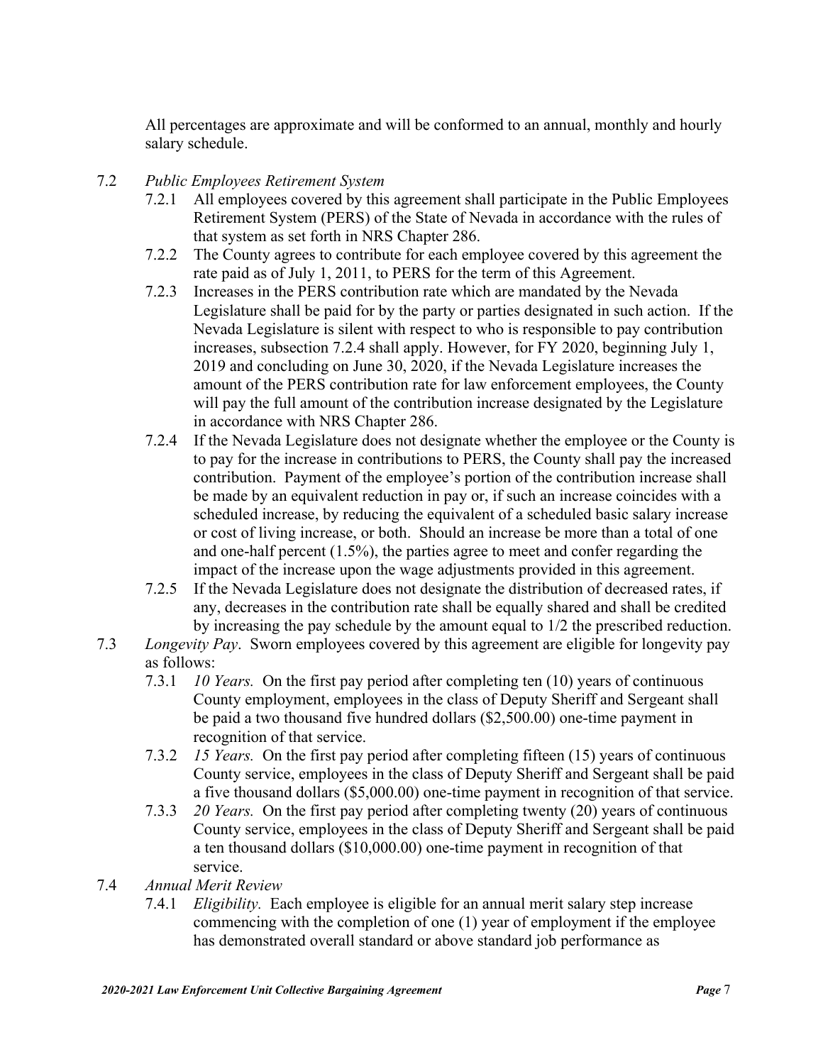All percentages are approximate and will be conformed to an annual, monthly and hourly salary schedule.

7.2 *Public Employees Retirement System*

7.2.1 All employees covered by this agreement shall participate in the Public Employees Retirement System (PERS) of the State of Nevada in accordance with the rules of that system as set forth in NRS Chapter 286.

7.2.2 The County agrees to contribute for each employee covered by this agreement the rate paid as of July 1, 2011, to PERS for the term of this Agreement.

7.2.3 Increases in the PERS contribution rate which are mandated by the Nevada Legislature shall be paid for by the party or parties designated in such action. If the Nevada Legislature is silent with respect to who is responsible to pay contribution increases, subsection 7.2.4 shall apply. However, for FY 2020, beginning July 1, 2019 and concluding on June 30, 2020, if the Nevada Legislature increases the amount of the PERS contribution rate for law enforcement employees, the County will pay the full amount of the contribution increase designated by the Legislature in accordance with NRS Chapter 286.

7.2.4 If the Nevada Legislature does not designate whether the employee or the County is to pay for the increase in contributions to PERS, the County shall pay the increased contribution. Payment of the employee's portion of the contribution increase shall be made by an equivalent reduction in pay or, if such an increase coincides with a scheduled increase, by reducing the equivalent of a scheduled basic salary increase or cost of living increase, or both. Should an increase be more than a total of one and one-half percent (1.5%), the parties agree to meet and confer regarding the impact of the increase upon the wage adjustments provided in this agreement.

7.2.5 If the Nevada Legislature does not designate the distribution of decreased rates, if any, decreases in the contribution rate shall be equally shared and shall be credited by increasing the pay schedule by the amount equal to 1/2 the prescribed reduction.

7.3 *Longevity Pay*. Sworn employees covered by this agreement are eligible for longevity pay as follows:

7.3.1 *10 Years.* On the first pay period after completing ten (10) years of continuous County employment, employees in the class of Deputy Sheriff and Sergeant shall be paid a two thousand five hundred dollars ($2,500.00) one-time payment in recognition of that service.

7.3.2 *15 Years.* On the first pay period after completing fifteen (15) years of continuous County service, employees in the class of Deputy Sheriff and Sergeant shall be paid a five thousand dollars ($5,000.00) one-time payment in recognition of that service.

7.3.3 *20 Years.* On the first pay period after completing twenty (20) years of continuous County service, employees in the class of Deputy Sheriff and Sergeant shall be paid a ten thousand dollars ($10,000.00) one-time payment in recognition of that service.

7.4 *Annual Merit Review*

7.4.1 *Eligibility.* Each employee is eligible for an annual merit salary step increase commencing with the completion of one (1) year of employment if the employee has demonstrated overall standard or above standard job performance as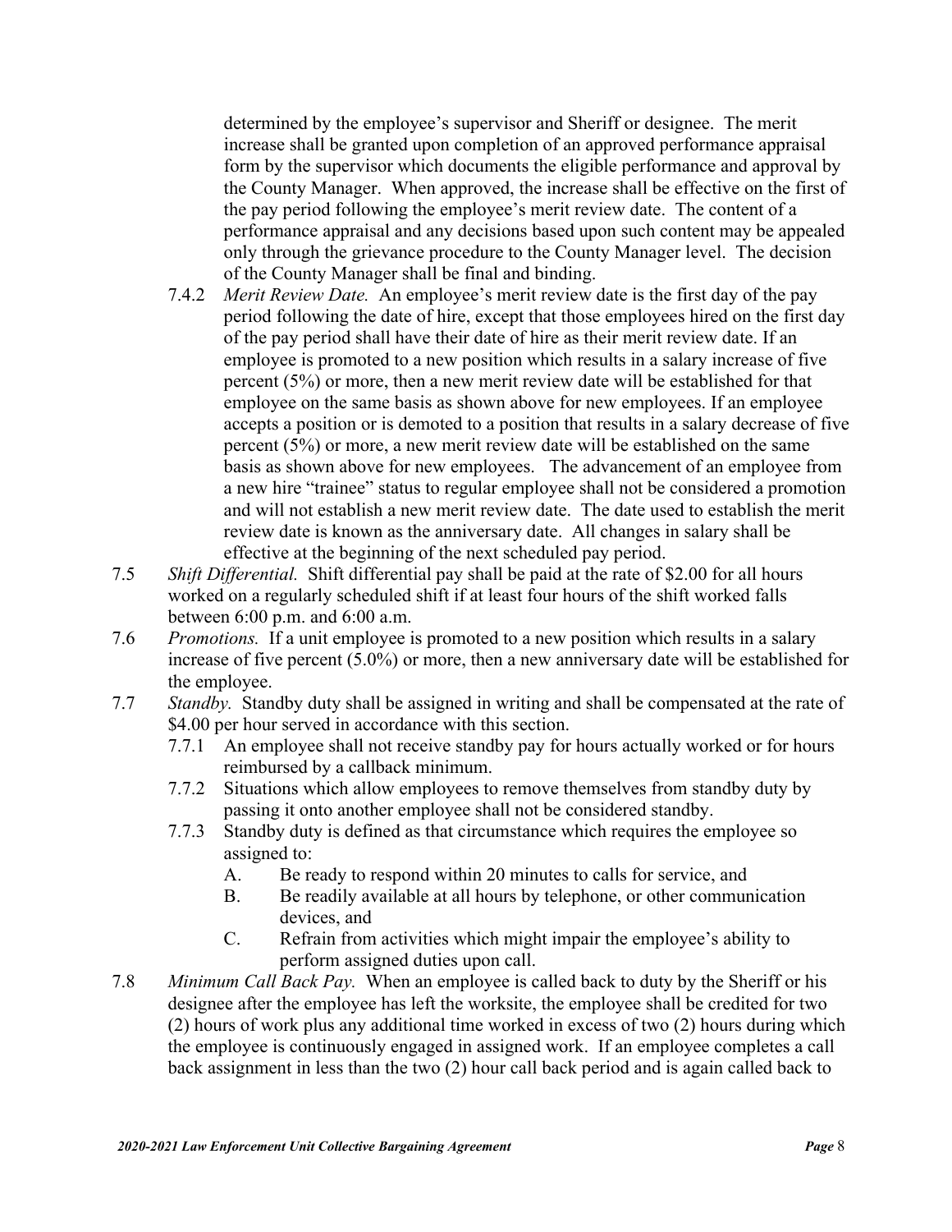determined by the employee's supervisor and Sheriff or designee. The merit increase shall be granted upon completion of an approved performance appraisal form by the supervisor which documents the eligible performance and approval by the County Manager. When approved, the increase shall be effective on the first of the pay period following the employee's merit review date. The content of a performance appraisal and any decisions based upon such content may be appealed only through the grievance procedure to the County Manager level. The decision of the County Manager shall be final and binding.

7.4.2 *Merit Review Date.* An employee's merit review date is the first day of the pay period following the date of hire, except that those employees hired on the first day of the pay period shall have their date of hire as their merit review date. If an employee is promoted to a new position which results in a salary increase of five percent (5%) or more, then a new merit review date will be established for that employee on the same basis as shown above for new employees. If an employee accepts a position or is demoted to a position that results in a salary decrease of five percent (5%) or more, a new merit review date will be established on the same basis as shown above for new employees. The advancement of an employee from a new hire "trainee" status to regular employee shall not be considered a promotion and will not establish a new merit review date. The date used to establish the merit review date is known as the anniversary date. All changes in salary shall be effective at the beginning of the next scheduled pay period.

7.5 *Shift Differential.* Shift differential pay shall be paid at the rate of $2.00 for all hours worked on a regularly scheduled shift if at least four hours of the shift worked falls between 6:00 p.m. and 6:00 a.m.

7.6 *Promotions.* If a unit employee is promoted to a new position which results in a salary increase of five percent (5.0%) or more, then a new anniversary date will be established for the employee.

7.7 *Standby.* Standby duty shall be assigned in writing and shall be compensated at the rate of $4.00 per hour served in accordance with this section.

7.7.1 An employee shall not receive standby pay for hours actually worked or for hours reimbursed by a callback minimum.

7.7.2 Situations which allow employees to remove themselves from standby duty by passing it onto another employee shall not be considered standby.

7.7.3 Standby duty is defined as that circumstance which requires the employee so assigned to:

A. Be ready to respond within 20 minutes to calls for service, and

B. Be readily available at all hours by telephone, or other communication devices, and

C. Refrain from activities which might impair the employee's ability to perform assigned duties upon call.

7.8 *Minimum Call Back Pay.* When an employee is called back to duty by the Sheriff or his designee after the employee has left the worksite, the employee shall be credited for two (2) hours of work plus any additional time worked in excess of two (2) hours during which the employee is continuously engaged in assigned work. If an employee completes a call back assignment in less than the two (2) hour call back period and is again called back to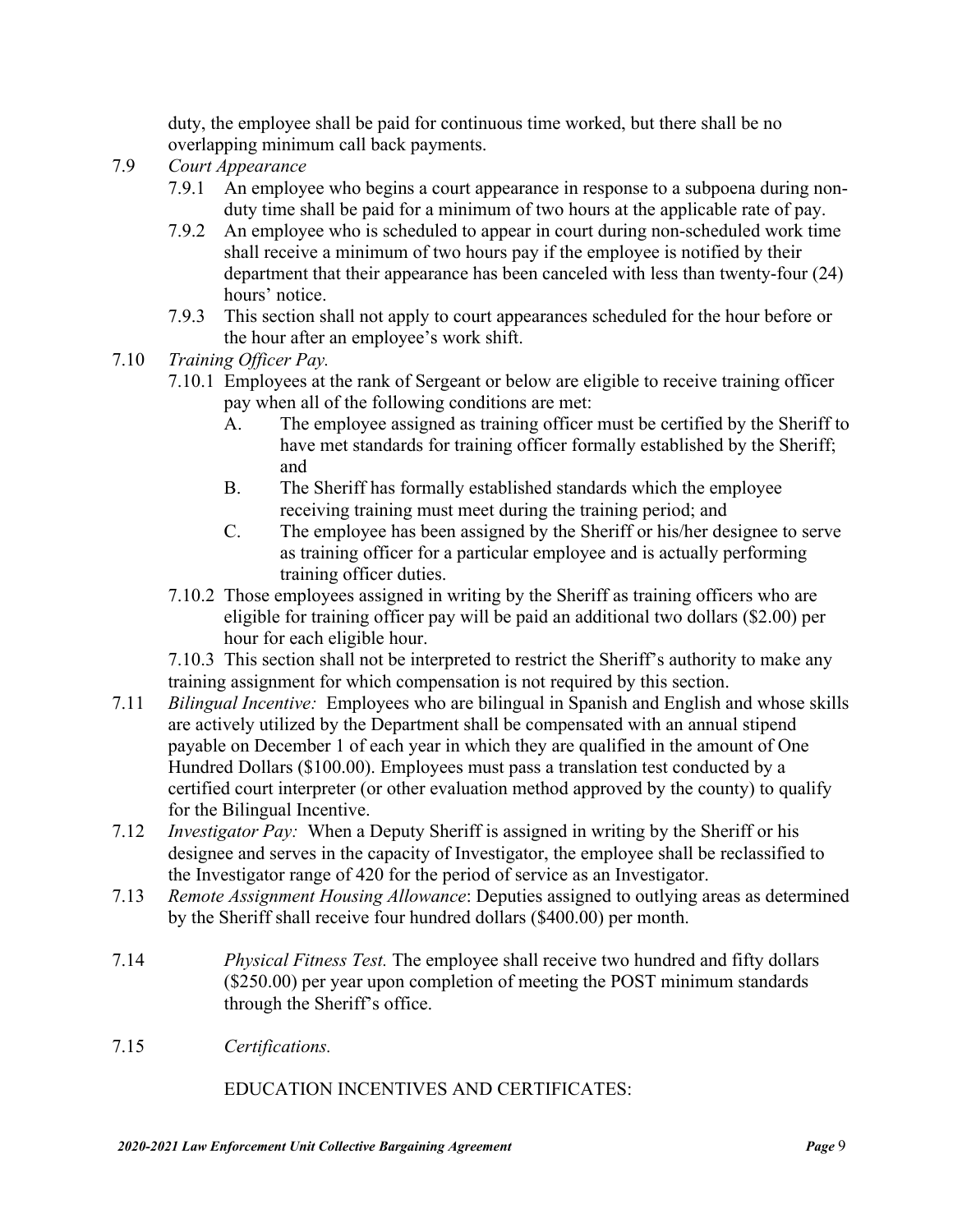duty, the employee shall be paid for continuous time worked, but there shall be no overlapping minimum call back payments.

7.9 *Court Appearance*

7.9.1 An employee who begins a court appearance in response to a subpoena during non-duty time shall be paid for a minimum of two hours at the applicable rate of pay.

7.9.2 An employee who is scheduled to appear in court during non-scheduled work time shall receive a minimum of two hours pay if the employee is notified by their department that their appearance has been canceled with less than twenty-four (24) hours' notice.

7.9.3 This section shall not apply to court appearances scheduled for the hour before or the hour after an employee's work shift.

7.10 *Training Officer Pay.*

7.10.1 Employees at the rank of Sergeant or below are eligible to receive training officer pay when all of the following conditions are met:

A. The employee assigned as training officer must be certified by the Sheriff to have met standards for training officer formally established by the Sheriff; and

B. The Sheriff has formally established standards which the employee receiving training must meet during the training period; and

C. The employee has been assigned by the Sheriff or his/her designee to serve as training officer for a particular employee and is actually performing training officer duties.

7.10.2 Those employees assigned in writing by the Sheriff as training officers who are eligible for training officer pay will be paid an additional two dollars ($2.00) per hour for each eligible hour.

7.10.3 This section shall not be interpreted to restrict the Sheriff's authority to make any training assignment for which compensation is not required by this section.

7.11 *Bilingual Incentive:* Employees who are bilingual in Spanish and English and whose skills are actively utilized by the Department shall be compensated with an annual stipend payable on December 1 of each year in which they are qualified in the amount of One Hundred Dollars ($100.00). Employees must pass a translation test conducted by a certified court interpreter (or other evaluation method approved by the county) to qualify for the Bilingual Incentive.

7.12 *Investigator Pay:* When a Deputy Sheriff is assigned in writing by the Sheriff or his designee and serves in the capacity of Investigator, the employee shall be reclassified to the Investigator range of 420 for the period of service as an Investigator.

7.13 *Remote Assignment Housing Allowance*: Deputies assigned to outlying areas as determined by the Sheriff shall receive four hundred dollars ($400.00) per month.

7.14 *Physical Fitness Test.* The employee shall receive two hundred and fifty dollars ($250.00) per year upon completion of meeting the POST minimum standards through the Sheriff's office.

7.15 *Certifications.*

EDUCATION INCENTIVES AND CERTIFICATES: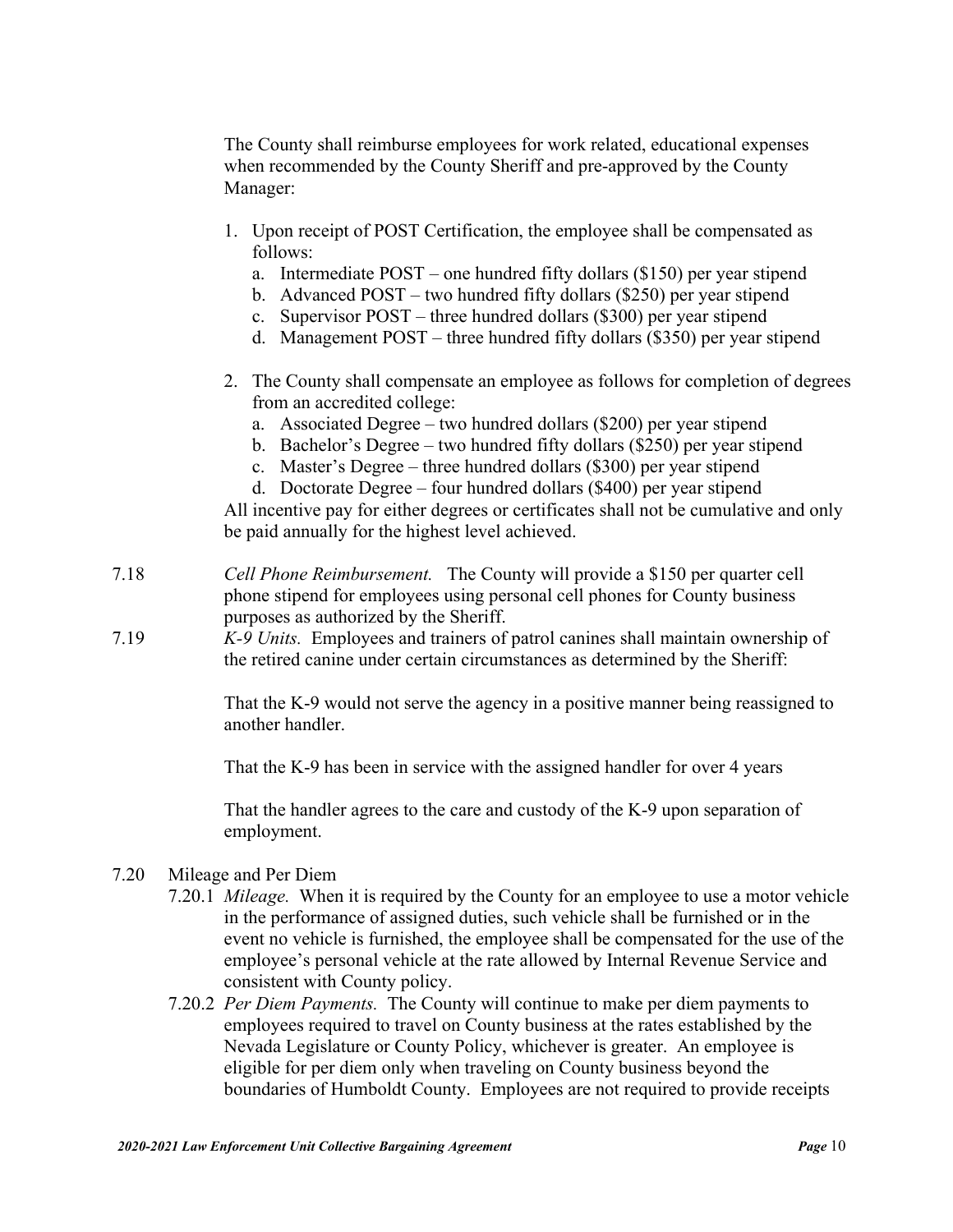The County shall reimburse employees for work related, educational expenses when recommended by the County Sheriff and pre-approved by the County Manager:

1. Upon receipt of POST Certification, the employee shall be compensated as follows:
   a. Intermediate POST – one hundred fifty dollars ($150) per year stipend
   b. Advanced POST – two hundred fifty dollars ($250) per year stipend
   c. Supervisor POST – three hundred dollars ($300) per year stipend
   d. Management POST – three hundred fifty dollars ($350) per year stipend

2. The County shall compensate an employee as follows for completion of degrees from an accredited college:
   a. Associated Degree – two hundred dollars ($200) per year stipend
   b. Bachelor's Degree – two hundred fifty dollars ($250) per year stipend
   c. Master's Degree – three hundred dollars ($300) per year stipend
   d. Doctorate Degree – four hundred dollars ($400) per year stipend

All incentive pay for either degrees or certificates shall not be cumulative and only be paid annually for the highest level achieved.

7.18 *Cell Phone Reimbursement.* The County will provide a $150 per quarter cell phone stipend for employees using personal cell phones for County business purposes as authorized by the Sheriff.

7.19 *K-9 Units.* Employees and trainers of patrol canines shall maintain ownership of the retired canine under certain circumstances as determined by the Sheriff:

That the K-9 would not serve the agency in a positive manner being reassigned to another handler.

That the K-9 has been in service with the assigned handler for over 4 years

That the handler agrees to the care and custody of the K-9 upon separation of employment.

7.20 Mileage and Per Diem

7.20.1 *Mileage.* When it is required by the County for an employee to use a motor vehicle in the performance of assigned duties, such vehicle shall be furnished or in the event no vehicle is furnished, the employee shall be compensated for the use of the employee's personal vehicle at the rate allowed by Internal Revenue Service and consistent with County policy.

7.20.2 *Per Diem Payments.* The County will continue to make per diem payments to employees required to travel on County business at the rates established by the Nevada Legislature or County Policy, whichever is greater. An employee is eligible for per diem only when traveling on County business beyond the boundaries of Humboldt County. Employees are not required to provide receipts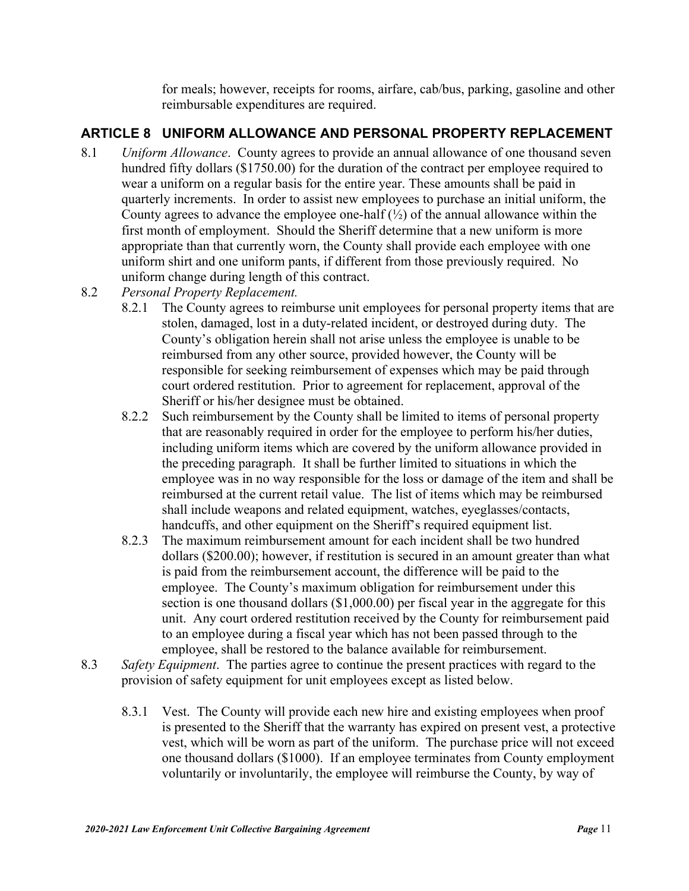for meals; however, receipts for rooms, airfare, cab/bus, parking, gasoline and other reimbursable expenditures are required.

## ARTICLE 8 UNIFORM ALLOWANCE AND PERSONAL PROPERTY REPLACEMENT

8.1 *Uniform Allowance*. County agrees to provide an annual allowance of one thousand seven hundred fifty dollars ($1750.00) for the duration of the contract per employee required to wear a uniform on a regular basis for the entire year. These amounts shall be paid in quarterly increments. In order to assist new employees to purchase an initial uniform, the County agrees to advance the employee one-half (½) of the annual allowance within the first month of employment. Should the Sheriff determine that a new uniform is more appropriate than that currently worn, the County shall provide each employee with one uniform shirt and one uniform pants, if different from those previously required. No uniform change during length of this contract.

8.2 *Personal Property Replacement.*

8.2.1 The County agrees to reimburse unit employees for personal property items that are stolen, damaged, lost in a duty-related incident, or destroyed during duty. The County's obligation herein shall not arise unless the employee is unable to be reimbursed from any other source, provided however, the County will be responsible for seeking reimbursement of expenses which may be paid through court ordered restitution. Prior to agreement for replacement, approval of the Sheriff or his/her designee must be obtained.

8.2.2 Such reimbursement by the County shall be limited to items of personal property that are reasonably required in order for the employee to perform his/her duties, including uniform items which are covered by the uniform allowance provided in the preceding paragraph. It shall be further limited to situations in which the employee was in no way responsible for the loss or damage of the item and shall be reimbursed at the current retail value. The list of items which may be reimbursed shall include weapons and related equipment, watches, eyeglasses/contacts, handcuffs, and other equipment on the Sheriff's required equipment list.

8.2.3 The maximum reimbursement amount for each incident shall be two hundred dollars ($200.00); however, if restitution is secured in an amount greater than what is paid from the reimbursement account, the difference will be paid to the employee. The County's maximum obligation for reimbursement under this section is one thousand dollars ($1,000.00) per fiscal year in the aggregate for this unit. Any court ordered restitution received by the County for reimbursement paid to an employee during a fiscal year which has not been passed through to the employee, shall be restored to the balance available for reimbursement.

8.3 *Safety Equipment*. The parties agree to continue the present practices with regard to the provision of safety equipment for unit employees except as listed below.

8.3.1 Vest. The County will provide each new hire and existing employees when proof is presented to the Sheriff that the warranty has expired on present vest, a protective vest, which will be worn as part of the uniform. The purchase price will not exceed one thousand dollars ($1000). If an employee terminates from County employment voluntarily or involuntarily, the employee will reimburse the County, by way of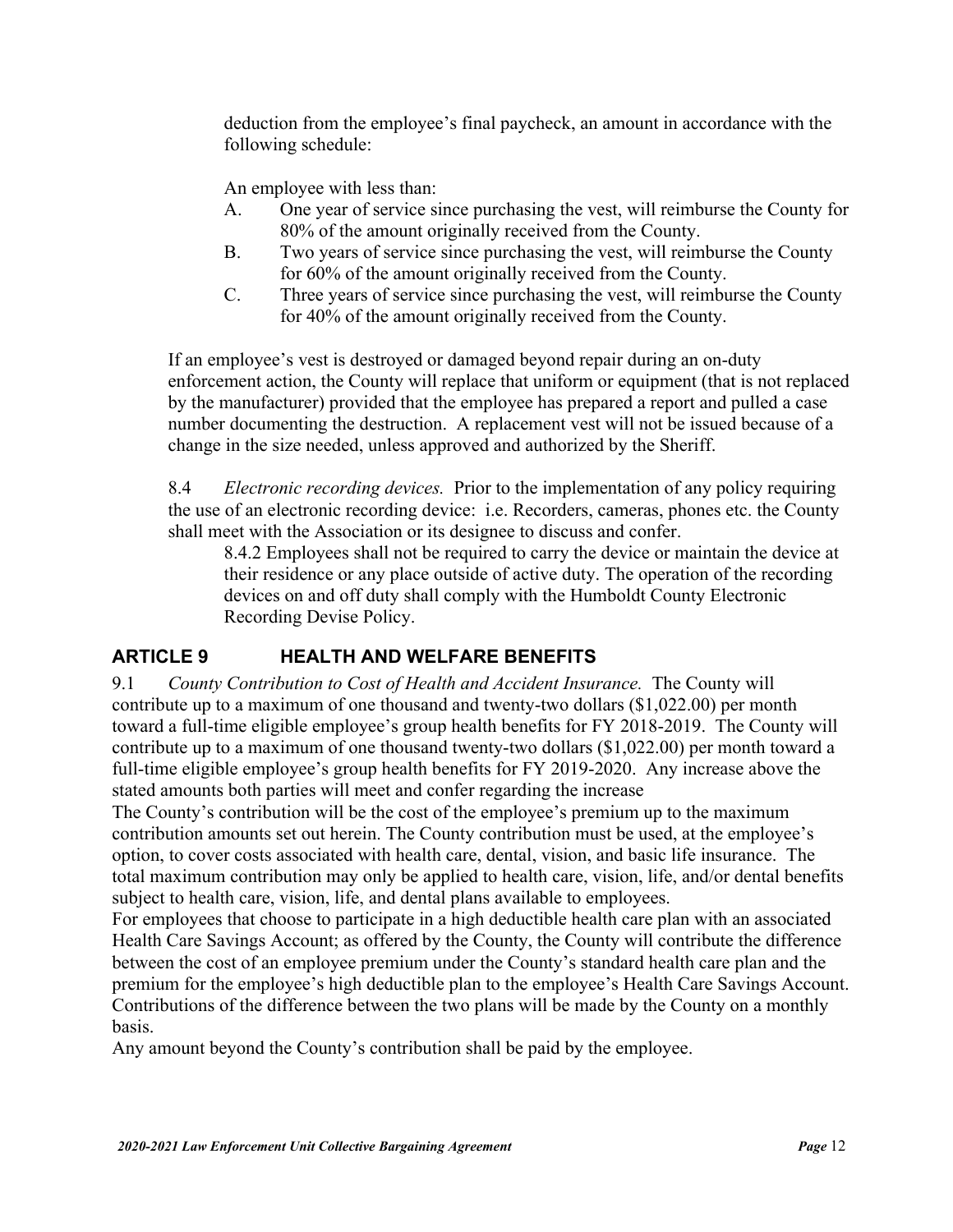deduction from the employee's final paycheck, an amount in accordance with the following schedule:

An employee with less than:

A. One year of service since purchasing the vest, will reimburse the County for 80% of the amount originally received from the County.
B. Two years of service since purchasing the vest, will reimburse the County for 60% of the amount originally received from the County.
C. Three years of service since purchasing the vest, will reimburse the County for 40% of the amount originally received from the County.

If an employee's vest is destroyed or damaged beyond repair during an on-duty enforcement action, the County will replace that uniform or equipment (that is not replaced by the manufacturer) provided that the employee has prepared a report and pulled a case number documenting the destruction. A replacement vest will not be issued because of a change in the size needed, unless approved and authorized by the Sheriff.

8.4 *Electronic recording devices.* Prior to the implementation of any policy requiring the use of an electronic recording device: i.e. Recorders, cameras, phones etc. the County shall meet with the Association or its designee to discuss and confer.

8.4.2 Employees shall not be required to carry the device or maintain the device at their residence or any place outside of active duty. The operation of the recording devices on and off duty shall comply with the Humboldt County Electronic Recording Devise Policy.

## ARTICLE 9 HEALTH AND WELFARE BENEFITS

9.1 *County Contribution to Cost of Health and Accident Insurance.* The County will contribute up to a maximum of one thousand and twenty-two dollars ($1,022.00) per month toward a full-time eligible employee's group health benefits for FY 2018-2019. The County will contribute up to a maximum of one thousand twenty-two dollars ($1,022.00) per month toward a full-time eligible employee's group health benefits for FY 2019-2020. Any increase above the stated amounts both parties will meet and confer regarding the increase

The County's contribution will be the cost of the employee's premium up to the maximum contribution amounts set out herein. The County contribution must be used, at the employee's option, to cover costs associated with health care, dental, vision, and basic life insurance. The total maximum contribution may only be applied to health care, vision, life, and/or dental benefits subject to health care, vision, life, and dental plans available to employees.

For employees that choose to participate in a high deductible health care plan with an associated Health Care Savings Account; as offered by the County, the County will contribute the difference between the cost of an employee premium under the County's standard health care plan and the premium for the employee's high deductible plan to the employee's Health Care Savings Account. Contributions of the difference between the two plans will be made by the County on a monthly basis.

Any amount beyond the County's contribution shall be paid by the employee.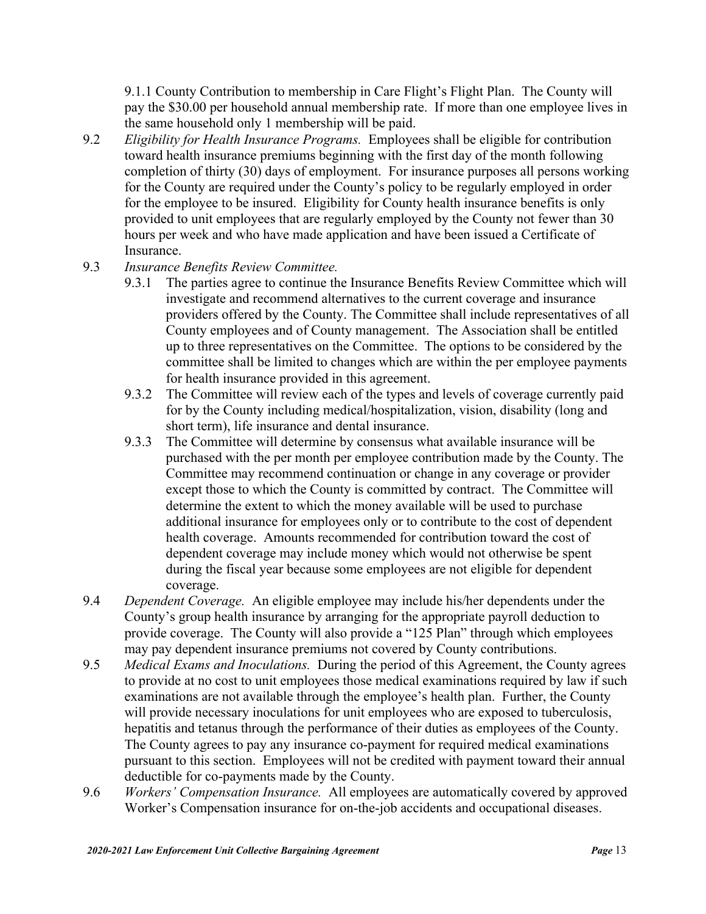9.1.1 County Contribution to membership in Care Flight's Flight Plan. The County will pay the $30.00 per household annual membership rate. If more than one employee lives in the same household only 1 membership will be paid.

9.2 *Eligibility for Health Insurance Programs.* Employees shall be eligible for contribution toward health insurance premiums beginning with the first day of the month following completion of thirty (30) days of employment. For insurance purposes all persons working for the County are required under the County's policy to be regularly employed in order for the employee to be insured. Eligibility for County health insurance benefits is only provided to unit employees that are regularly employed by the County not fewer than 30 hours per week and who have made application and have been issued a Certificate of Insurance.

9.3 *Insurance Benefits Review Committee.*

9.3.1 The parties agree to continue the Insurance Benefits Review Committee which will investigate and recommend alternatives to the current coverage and insurance providers offered by the County. The Committee shall include representatives of all County employees and of County management. The Association shall be entitled up to three representatives on the Committee. The options to be considered by the committee shall be limited to changes which are within the per employee payments for health insurance provided in this agreement.

9.3.2 The Committee will review each of the types and levels of coverage currently paid for by the County including medical/hospitalization, vision, disability (long and short term), life insurance and dental insurance.

9.3.3 The Committee will determine by consensus what available insurance will be purchased with the per month per employee contribution made by the County. The Committee may recommend continuation or change in any coverage or provider except those to which the County is committed by contract. The Committee will determine the extent to which the money available will be used to purchase additional insurance for employees only or to contribute to the cost of dependent health coverage. Amounts recommended for contribution toward the cost of dependent coverage may include money which would not otherwise be spent during the fiscal year because some employees are not eligible for dependent coverage.

9.4 *Dependent Coverage.* An eligible employee may include his/her dependents under the County's group health insurance by arranging for the appropriate payroll deduction to provide coverage. The County will also provide a "125 Plan" through which employees may pay dependent insurance premiums not covered by County contributions.

9.5 *Medical Exams and Inoculations.* During the period of this Agreement, the County agrees to provide at no cost to unit employees those medical examinations required by law if such examinations are not available through the employee's health plan. Further, the County will provide necessary inoculations for unit employees who are exposed to tuberculosis, hepatitis and tetanus through the performance of their duties as employees of the County. The County agrees to pay any insurance co-payment for required medical examinations pursuant to this section. Employees will not be credited with payment toward their annual deductible for co-payments made by the County.

9.6 *Workers' Compensation Insurance.* All employees are automatically covered by approved Worker's Compensation insurance for on-the-job accidents and occupational diseases.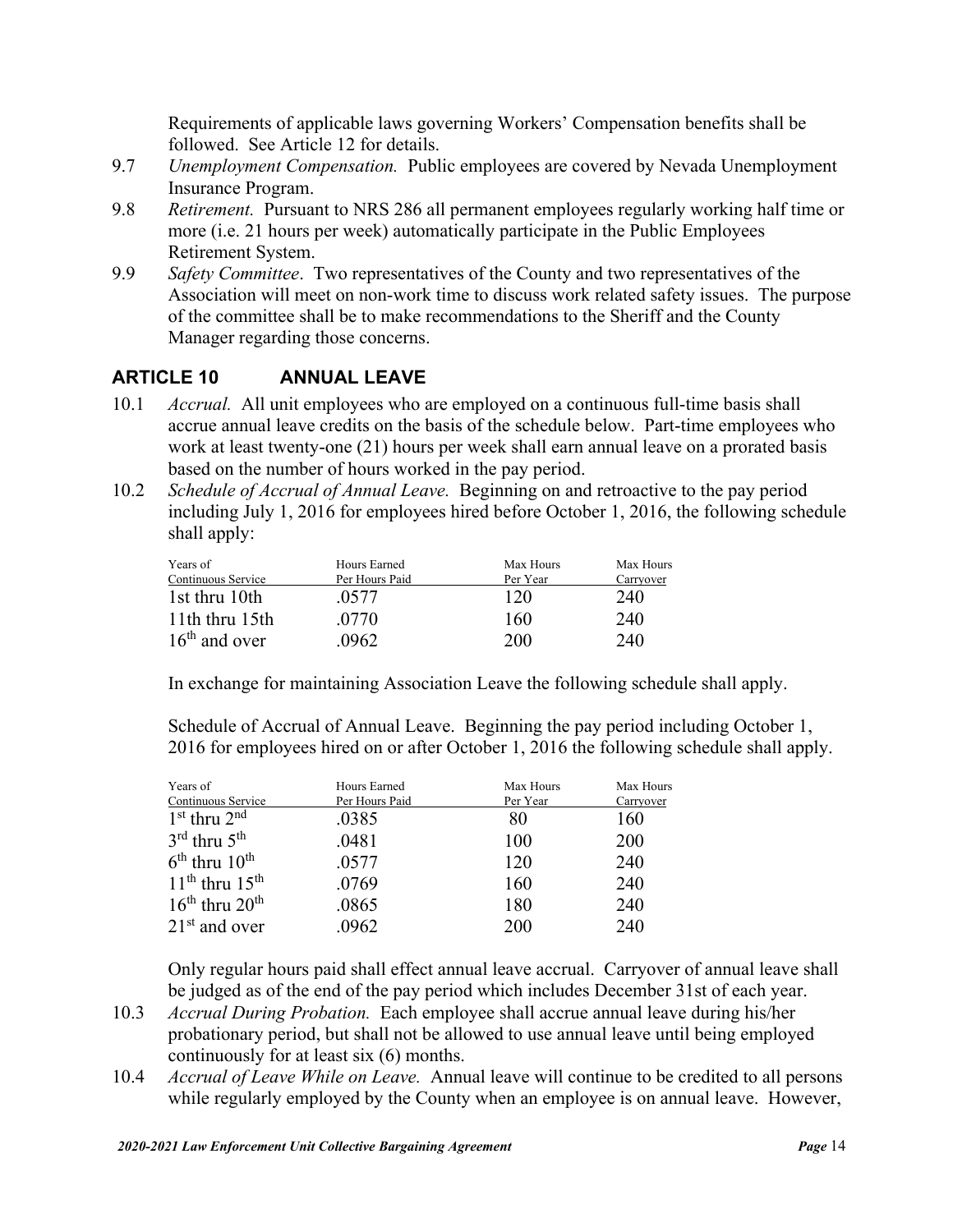Requirements of applicable laws governing Workers' Compensation benefits shall be followed. See Article 12 for details.

9.7 *Unemployment Compensation.* Public employees are covered by Nevada Unemployment Insurance Program.

9.8 *Retirement.* Pursuant to NRS 286 all permanent employees regularly working half time or more (i.e. 21 hours per week) automatically participate in the Public Employees Retirement System.

9.9 *Safety Committee*. Two representatives of the County and two representatives of the Association will meet on non-work time to discuss work related safety issues. The purpose of the committee shall be to make recommendations to the Sheriff and the County Manager regarding those concerns.

## ARTICLE 10 ANNUAL LEAVE

10.1 *Accrual.* All unit employees who are employed on a continuous full-time basis shall accrue annual leave credits on the basis of the schedule below. Part-time employees who work at least twenty-one (21) hours per week shall earn annual leave on a prorated basis based on the number of hours worked in the pay period.

10.2 *Schedule of Accrual of Annual Leave.* Beginning on and retroactive to the pay period including July 1, 2016 for employees hired before October 1, 2016, the following schedule shall apply:

| Years of Continuous Service | Hours Earned Per Hours Paid | Max Hours Per Year | Max Hours Carryover |
|---|---|---|---|
| 1st thru 10th | .0577 | 120 | 240 |
| 11th thru 15th | .0770 | 160 | 240 |
| 16th and over | .0962 | 200 | 240 |

In exchange for maintaining Association Leave the following schedule shall apply.

Schedule of Accrual of Annual Leave. Beginning the pay period including October 1, 2016 for employees hired on or after October 1, 2016 the following schedule shall apply.

| Years of Continuous Service | Hours Earned Per Hours Paid | Max Hours Per Year | Max Hours Carryover |
|---|---|---|---|
| 1st thru 2nd | .0385 | 80 | 160 |
| 3rd thru 5th | .0481 | 100 | 200 |
| 6th thru 10th | .0577 | 120 | 240 |
| 11th thru 15th | .0769 | 160 | 240 |
| 16th thru 20th | .0865 | 180 | 240 |
| 21st and over | .0962 | 200 | 240 |

Only regular hours paid shall effect annual leave accrual. Carryover of annual leave shall be judged as of the end of the pay period which includes December 31st of each year.

10.3 *Accrual During Probation.* Each employee shall accrue annual leave during his/her probationary period, but shall not be allowed to use annual leave until being employed continuously for at least six (6) months.

10.4 *Accrual of Leave While on Leave.* Annual leave will continue to be credited to all persons while regularly employed by the County when an employee is on annual leave. However,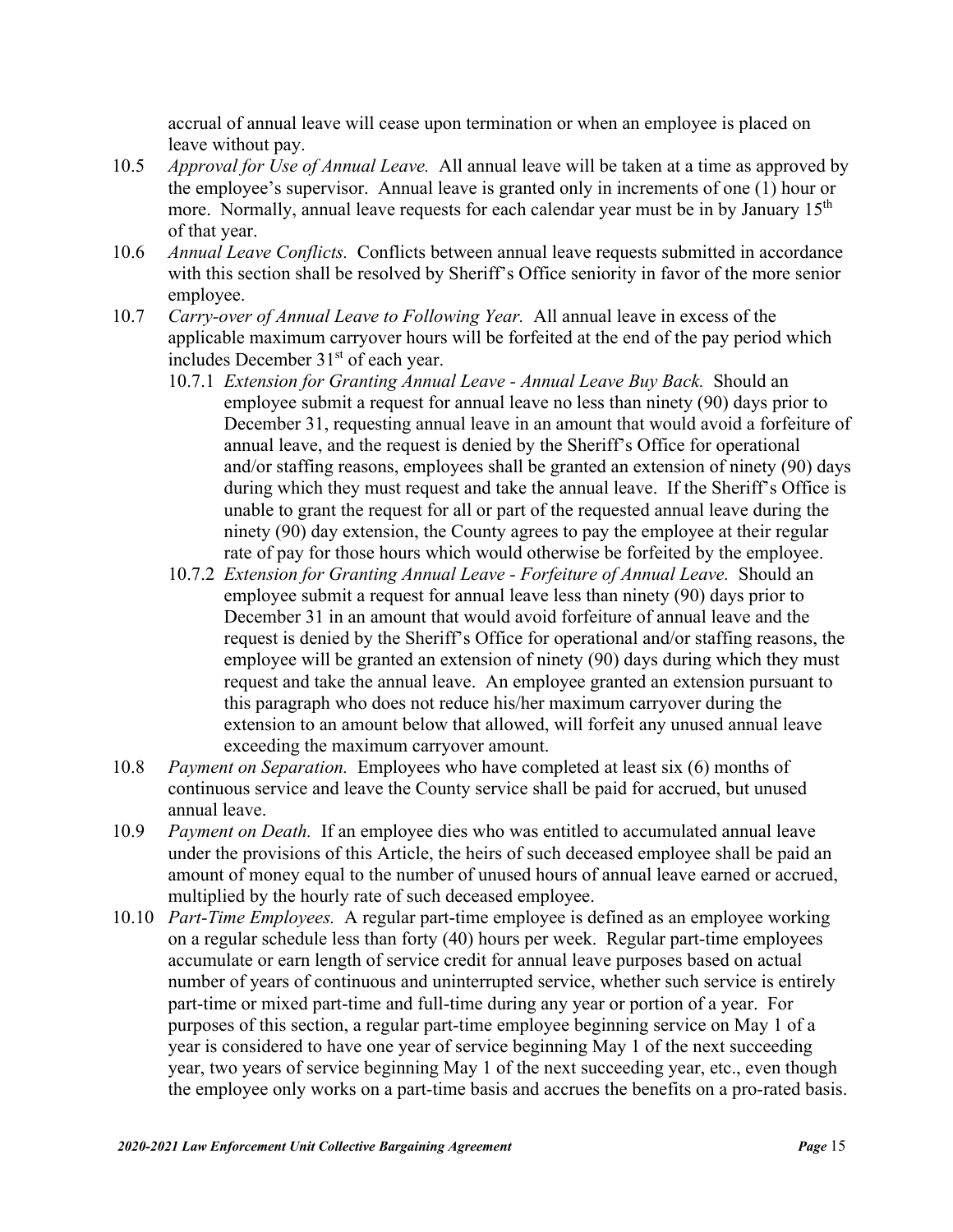accrual of annual leave will cease upon termination or when an employee is placed on leave without pay.

10.5 *Approval for Use of Annual Leave.* All annual leave will be taken at a time as approved by the employee's supervisor. Annual leave is granted only in increments of one (1) hour or more. Normally, annual leave requests for each calendar year must be in by January 15th of that year.

10.6 *Annual Leave Conflicts.* Conflicts between annual leave requests submitted in accordance with this section shall be resolved by Sheriff's Office seniority in favor of the more senior employee.

10.7 *Carry-over of Annual Leave to Following Year.* All annual leave in excess of the applicable maximum carryover hours will be forfeited at the end of the pay period which includes December 31st of each year.

10.7.1 *Extension for Granting Annual Leave - Annual Leave Buy Back.* Should an employee submit a request for annual leave no less than ninety (90) days prior to December 31, requesting annual leave in an amount that would avoid a forfeiture of annual leave, and the request is denied by the Sheriff's Office for operational and/or staffing reasons, employees shall be granted an extension of ninety (90) days during which they must request and take the annual leave. If the Sheriff's Office is unable to grant the request for all or part of the requested annual leave during the ninety (90) day extension, the County agrees to pay the employee at their regular rate of pay for those hours which would otherwise be forfeited by the employee.

10.7.2 *Extension for Granting Annual Leave - Forfeiture of Annual Leave.* Should an employee submit a request for annual leave less than ninety (90) days prior to December 31 in an amount that would avoid forfeiture of annual leave and the request is denied by the Sheriff's Office for operational and/or staffing reasons, the employee will be granted an extension of ninety (90) days during which they must request and take the annual leave. An employee granted an extension pursuant to this paragraph who does not reduce his/her maximum carryover during the extension to an amount below that allowed, will forfeit any unused annual leave exceeding the maximum carryover amount.

10.8 *Payment on Separation.* Employees who have completed at least six (6) months of continuous service and leave the County service shall be paid for accrued, but unused annual leave.

10.9 *Payment on Death.* If an employee dies who was entitled to accumulated annual leave under the provisions of this Article, the heirs of such deceased employee shall be paid an amount of money equal to the number of unused hours of annual leave earned or accrued, multiplied by the hourly rate of such deceased employee.

10.10 *Part-Time Employees.* A regular part-time employee is defined as an employee working on a regular schedule less than forty (40) hours per week. Regular part-time employees accumulate or earn length of service credit for annual leave purposes based on actual number of years of continuous and uninterrupted service, whether such service is entirely part-time or mixed part-time and full-time during any year or portion of a year. For purposes of this section, a regular part-time employee beginning service on May 1 of a year is considered to have one year of service beginning May 1 of the next succeeding year, two years of service beginning May 1 of the next succeeding year, etc., even though the employee only works on a part-time basis and accrues the benefits on a pro-rated basis.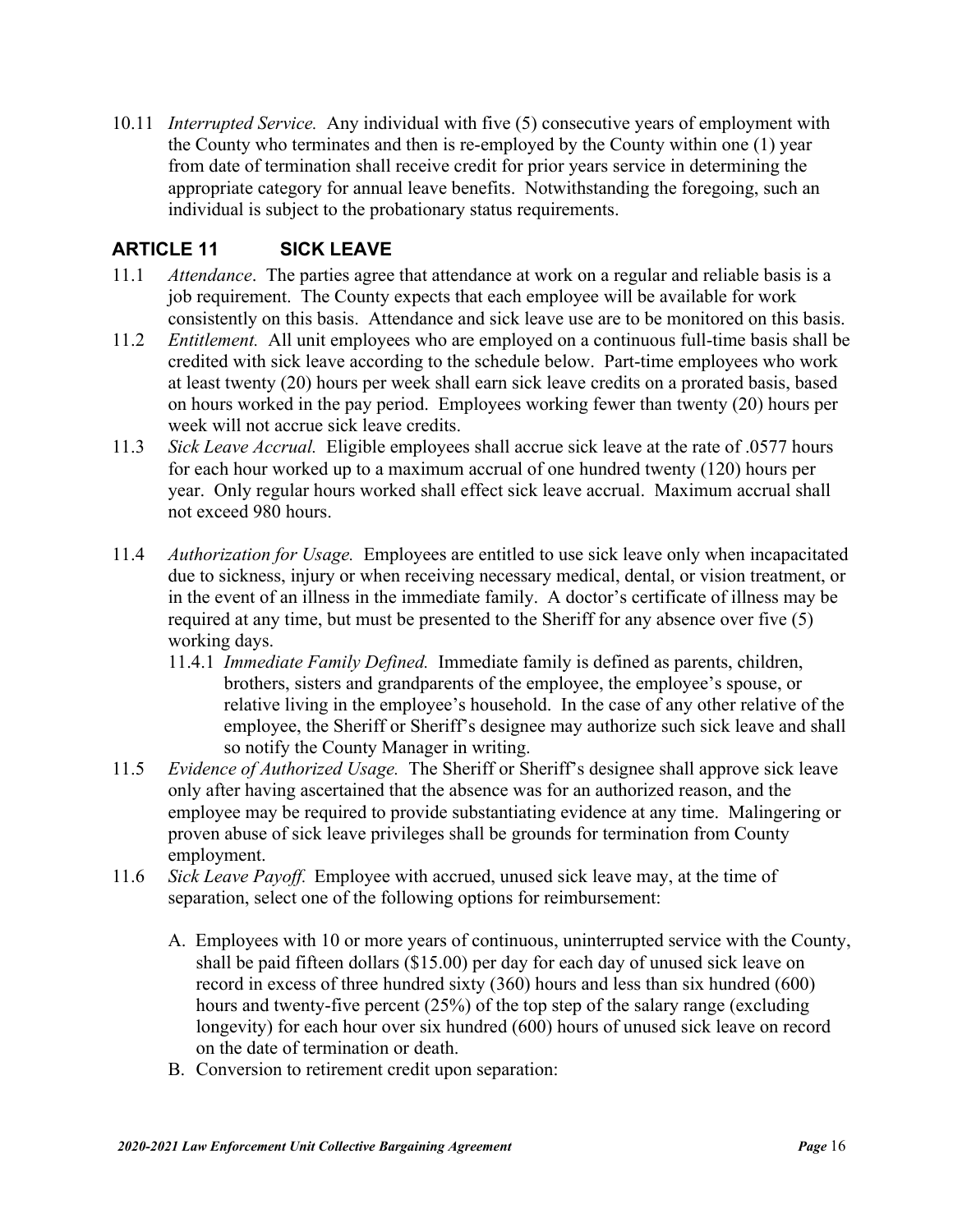10.11 *Interrupted Service.* Any individual with five (5) consecutive years of employment with the County who terminates and then is re-employed by the County within one (1) year from date of termination shall receive credit for prior years service in determining the appropriate category for annual leave benefits. Notwithstanding the foregoing, such an individual is subject to the probationary status requirements.

## ARTICLE 11 SICK LEAVE

11.1 *Attendance*. The parties agree that attendance at work on a regular and reliable basis is a job requirement. The County expects that each employee will be available for work consistently on this basis. Attendance and sick leave use are to be monitored on this basis.

11.2 *Entitlement.* All unit employees who are employed on a continuous full-time basis shall be credited with sick leave according to the schedule below. Part-time employees who work at least twenty (20) hours per week shall earn sick leave credits on a prorated basis, based on hours worked in the pay period. Employees working fewer than twenty (20) hours per week will not accrue sick leave credits.

11.3 *Sick Leave Accrual.* Eligible employees shall accrue sick leave at the rate of .0577 hours for each hour worked up to a maximum accrual of one hundred twenty (120) hours per year. Only regular hours worked shall effect sick leave accrual. Maximum accrual shall not exceed 980 hours.

11.4 *Authorization for Usage.* Employees are entitled to use sick leave only when incapacitated due to sickness, injury or when receiving necessary medical, dental, or vision treatment, or in the event of an illness in the immediate family. A doctor's certificate of illness may be required at any time, but must be presented to the Sheriff for any absence over five (5) working days.

11.4.1 *Immediate Family Defined.* Immediate family is defined as parents, children, brothers, sisters and grandparents of the employee, the employee's spouse, or relative living in the employee's household. In the case of any other relative of the employee, the Sheriff or Sheriff's designee may authorize such sick leave and shall so notify the County Manager in writing.

11.5 *Evidence of Authorized Usage.* The Sheriff or Sheriff's designee shall approve sick leave only after having ascertained that the absence was for an authorized reason, and the employee may be required to provide substantiating evidence at any time. Malingering or proven abuse of sick leave privileges shall be grounds for termination from County employment.

11.6 *Sick Leave Payoff.* Employee with accrued, unused sick leave may, at the time of separation, select one of the following options for reimbursement:

A. Employees with 10 or more years of continuous, uninterrupted service with the County, shall be paid fifteen dollars ($15.00) per day for each day of unused sick leave on record in excess of three hundred sixty (360) hours and less than six hundred (600) hours and twenty-five percent (25%) of the top step of the salary range (excluding longevity) for each hour over six hundred (600) hours of unused sick leave on record on the date of termination or death.

B. Conversion to retirement credit upon separation: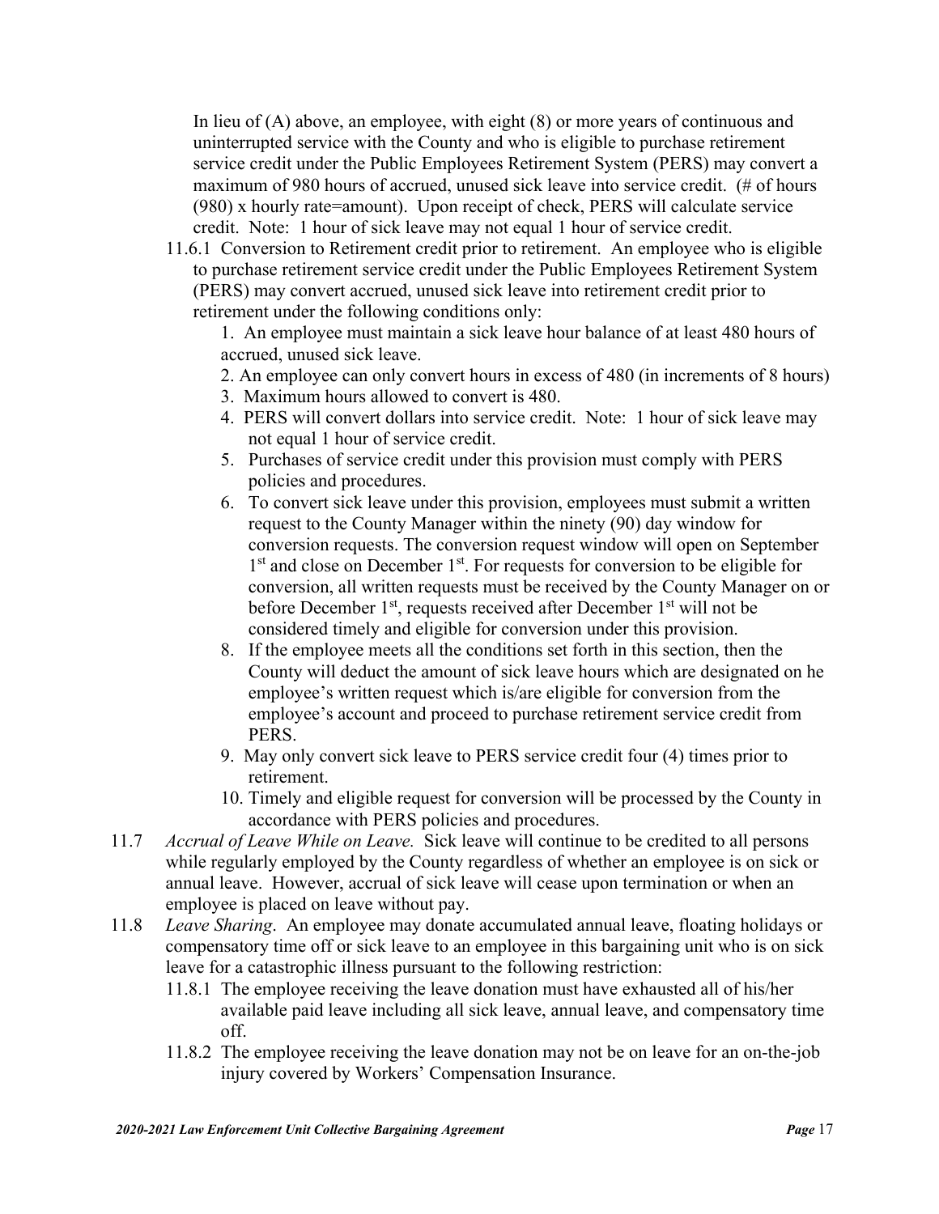In lieu of (A) above, an employee, with eight (8) or more years of continuous and uninterrupted service with the County and who is eligible to purchase retirement service credit under the Public Employees Retirement System (PERS) may convert a maximum of 980 hours of accrued, unused sick leave into service credit. (# of hours (980) x hourly rate=amount). Upon receipt of check, PERS will calculate service credit. Note: 1 hour of sick leave may not equal 1 hour of service credit.

11.6.1 Conversion to Retirement credit prior to retirement. An employee who is eligible to purchase retirement service credit under the Public Employees Retirement System (PERS) may convert accrued, unused sick leave into retirement credit prior to retirement under the following conditions only:

1. An employee must maintain a sick leave hour balance of at least 480 hours of accrued, unused sick leave.
2. An employee can only convert hours in excess of 480 (in increments of 8 hours)
3. Maximum hours allowed to convert is 480.
4. PERS will convert dollars into service credit. Note: 1 hour of sick leave may not equal 1 hour of service credit.
5. Purchases of service credit under this provision must comply with PERS policies and procedures.
6. To convert sick leave under this provision, employees must submit a written request to the County Manager within the ninety (90) day window for conversion requests. The conversion request window will open on September 1st and close on December 1st. For requests for conversion to be eligible for conversion, all written requests must be received by the County Manager on or before December 1st, requests received after December 1st will not be considered timely and eligible for conversion under this provision.
8. If the employee meets all the conditions set forth in this section, then the County will deduct the amount of sick leave hours which are designated on he employee's written request which is/are eligible for conversion from the employee's account and proceed to purchase retirement service credit from PERS.
9. May only convert sick leave to PERS service credit four (4) times prior to retirement.
10. Timely and eligible request for conversion will be processed by the County in accordance with PERS policies and procedures.

11.7 *Accrual of Leave While on Leave.* Sick leave will continue to be credited to all persons while regularly employed by the County regardless of whether an employee is on sick or annual leave. However, accrual of sick leave will cease upon termination or when an employee is placed on leave without pay.

11.8 *Leave Sharing*. An employee may donate accumulated annual leave, floating holidays or compensatory time off or sick leave to an employee in this bargaining unit who is on sick leave for a catastrophic illness pursuant to the following restriction:

11.8.1 The employee receiving the leave donation must have exhausted all of his/her available paid leave including all sick leave, annual leave, and compensatory time off.

11.8.2 The employee receiving the leave donation may not be on leave for an on-the-job injury covered by Workers' Compensation Insurance.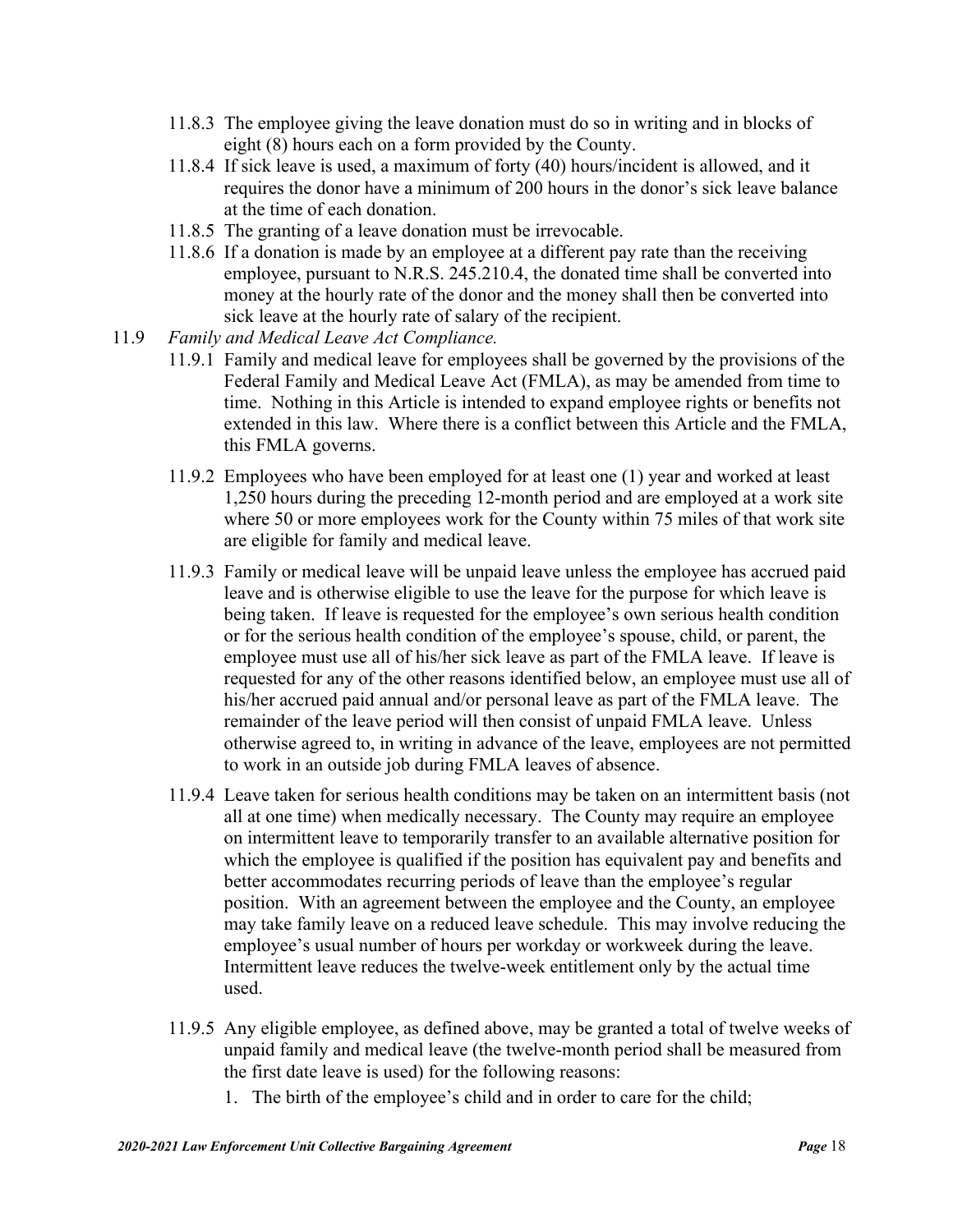11.8.3 The employee giving the leave donation must do so in writing and in blocks of eight (8) hours each on a form provided by the County.

11.8.4 If sick leave is used, a maximum of forty (40) hours/incident is allowed, and it requires the donor have a minimum of 200 hours in the donor's sick leave balance at the time of each donation.

11.8.5 The granting of a leave donation must be irrevocable.

11.8.6 If a donation is made by an employee at a different pay rate than the receiving employee, pursuant to N.R.S. 245.210.4, the donated time shall be converted into money at the hourly rate of the donor and the money shall then be converted into sick leave at the hourly rate of salary of the recipient.

11.9 *Family and Medical Leave Act Compliance.*

11.9.1 Family and medical leave for employees shall be governed by the provisions of the Federal Family and Medical Leave Act (FMLA), as may be amended from time to time. Nothing in this Article is intended to expand employee rights or benefits not extended in this law. Where there is a conflict between this Article and the FMLA, this FMLA governs.

11.9.2 Employees who have been employed for at least one (1) year and worked at least 1,250 hours during the preceding 12-month period and are employed at a work site where 50 or more employees work for the County within 75 miles of that work site are eligible for family and medical leave.

11.9.3 Family or medical leave will be unpaid leave unless the employee has accrued paid leave and is otherwise eligible to use the leave for the purpose for which leave is being taken. If leave is requested for the employee's own serious health condition or for the serious health condition of the employee's spouse, child, or parent, the employee must use all of his/her sick leave as part of the FMLA leave. If leave is requested for any of the other reasons identified below, an employee must use all of his/her accrued paid annual and/or personal leave as part of the FMLA leave. The remainder of the leave period will then consist of unpaid FMLA leave. Unless otherwise agreed to, in writing in advance of the leave, employees are not permitted to work in an outside job during FMLA leaves of absence.

11.9.4 Leave taken for serious health conditions may be taken on an intermittent basis (not all at one time) when medically necessary. The County may require an employee on intermittent leave to temporarily transfer to an available alternative position for which the employee is qualified if the position has equivalent pay and benefits and better accommodates recurring periods of leave than the employee's regular position. With an agreement between the employee and the County, an employee may take family leave on a reduced leave schedule. This may involve reducing the employee's usual number of hours per workday or workweek during the leave. Intermittent leave reduces the twelve-week entitlement only by the actual time used.

11.9.5 Any eligible employee, as defined above, may be granted a total of twelve weeks of unpaid family and medical leave (the twelve-month period shall be measured from the first date leave is used) for the following reasons:

1. The birth of the employee's child and in order to care for the child;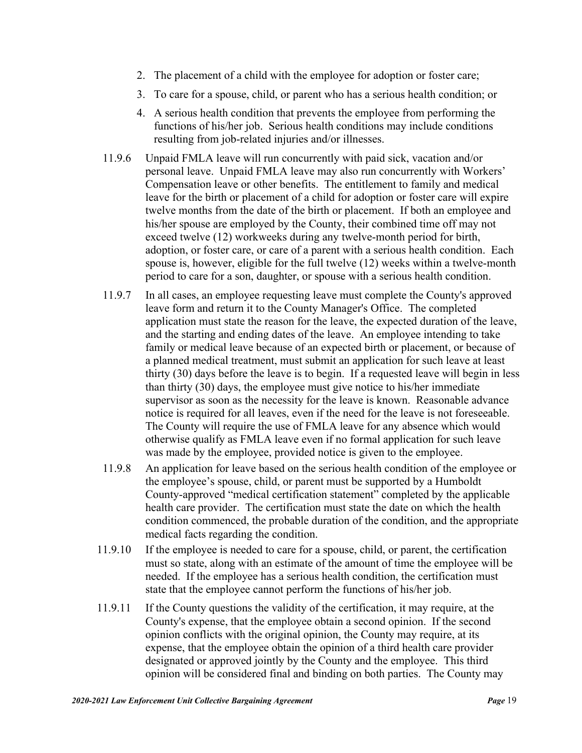2. The placement of a child with the employee for adoption or foster care;
3. To care for a spouse, child, or parent who has a serious health condition; or
4. A serious health condition that prevents the employee from performing the functions of his/her job. Serious health conditions may include conditions resulting from job-related injuries and/or illnesses.

11.9.6 Unpaid FMLA leave will run concurrently with paid sick, vacation and/or personal leave. Unpaid FMLA leave may also run concurrently with Workers' Compensation leave or other benefits. The entitlement to family and medical leave for the birth or placement of a child for adoption or foster care will expire twelve months from the date of the birth or placement. If both an employee and his/her spouse are employed by the County, their combined time off may not exceed twelve (12) workweeks during any twelve-month period for birth, adoption, or foster care, or care of a parent with a serious health condition. Each spouse is, however, eligible for the full twelve (12) weeks within a twelve-month period to care for a son, daughter, or spouse with a serious health condition.

11.9.7 In all cases, an employee requesting leave must complete the County's approved leave form and return it to the County Manager's Office. The completed application must state the reason for the leave, the expected duration of the leave, and the starting and ending dates of the leave. An employee intending to take family or medical leave because of an expected birth or placement, or because of a planned medical treatment, must submit an application for such leave at least thirty (30) days before the leave is to begin. If a requested leave will begin in less than thirty (30) days, the employee must give notice to his/her immediate supervisor as soon as the necessity for the leave is known. Reasonable advance notice is required for all leaves, even if the need for the leave is not foreseeable. The County will require the use of FMLA leave for any absence which would otherwise qualify as FMLA leave even if no formal application for such leave was made by the employee, provided notice is given to the employee.

11.9.8 An application for leave based on the serious health condition of the employee or the employee's spouse, child, or parent must be supported by a Humboldt County-approved "medical certification statement" completed by the applicable health care provider. The certification must state the date on which the health condition commenced, the probable duration of the condition, and the appropriate medical facts regarding the condition.

11.9.10 If the employee is needed to care for a spouse, child, or parent, the certification must so state, along with an estimate of the amount of time the employee will be needed. If the employee has a serious health condition, the certification must state that the employee cannot perform the functions of his/her job.

11.9.11 If the County questions the validity of the certification, it may require, at the County's expense, that the employee obtain a second opinion. If the second opinion conflicts with the original opinion, the County may require, at its expense, that the employee obtain the opinion of a third health care provider designated or approved jointly by the County and the employee. This third opinion will be considered final and binding on both parties. The County may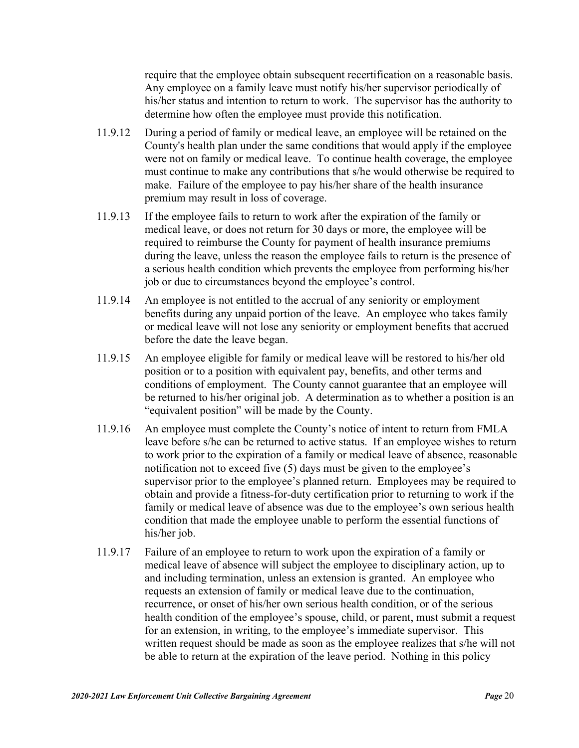require that the employee obtain subsequent recertification on a reasonable basis. Any employee on a family leave must notify his/her supervisor periodically of his/her status and intention to return to work. The supervisor has the authority to determine how often the employee must provide this notification.

11.9.12 During a period of family or medical leave, an employee will be retained on the County's health plan under the same conditions that would apply if the employee were not on family or medical leave. To continue health coverage, the employee must continue to make any contributions that s/he would otherwise be required to make. Failure of the employee to pay his/her share of the health insurance premium may result in loss of coverage.

11.9.13 If the employee fails to return to work after the expiration of the family or medical leave, or does not return for 30 days or more, the employee will be required to reimburse the County for payment of health insurance premiums during the leave, unless the reason the employee fails to return is the presence of a serious health condition which prevents the employee from performing his/her job or due to circumstances beyond the employee's control.

11.9.14 An employee is not entitled to the accrual of any seniority or employment benefits during any unpaid portion of the leave. An employee who takes family or medical leave will not lose any seniority or employment benefits that accrued before the date the leave began.

11.9.15 An employee eligible for family or medical leave will be restored to his/her old position or to a position with equivalent pay, benefits, and other terms and conditions of employment. The County cannot guarantee that an employee will be returned to his/her original job. A determination as to whether a position is an "equivalent position" will be made by the County.

11.9.16 An employee must complete the County's notice of intent to return from FMLA leave before s/he can be returned to active status. If an employee wishes to return to work prior to the expiration of a family or medical leave of absence, reasonable notification not to exceed five (5) days must be given to the employee's supervisor prior to the employee's planned return. Employees may be required to obtain and provide a fitness-for-duty certification prior to returning to work if the family or medical leave of absence was due to the employee's own serious health condition that made the employee unable to perform the essential functions of his/her job.

11.9.17 Failure of an employee to return to work upon the expiration of a family or medical leave of absence will subject the employee to disciplinary action, up to and including termination, unless an extension is granted. An employee who requests an extension of family or medical leave due to the continuation, recurrence, or onset of his/her own serious health condition, or of the serious health condition of the employee's spouse, child, or parent, must submit a request for an extension, in writing, to the employee's immediate supervisor. This written request should be made as soon as the employee realizes that s/he will not be able to return at the expiration of the leave period. Nothing in this policy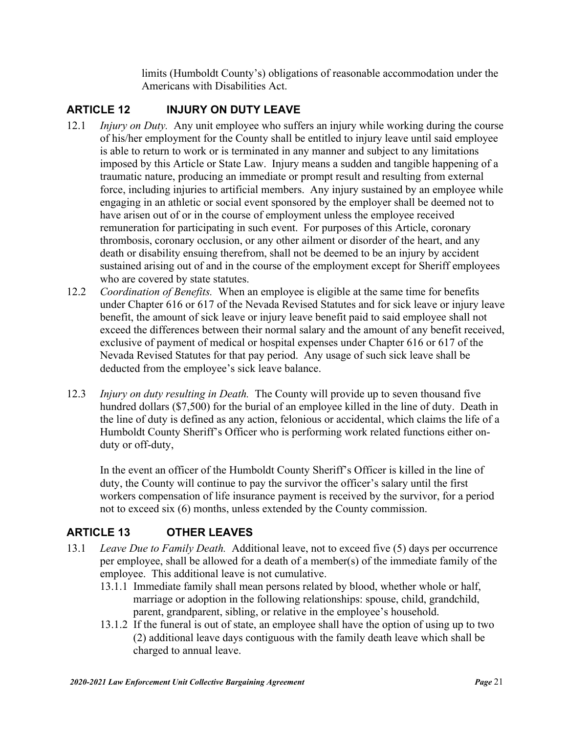limits (Humboldt County's) obligations of reasonable accommodation under the Americans with Disabilities Act.

## ARTICLE 12 INJURY ON DUTY LEAVE

12.1 *Injury on Duty.* Any unit employee who suffers an injury while working during the course of his/her employment for the County shall be entitled to injury leave until said employee is able to return to work or is terminated in any manner and subject to any limitations imposed by this Article or State Law. Injury means a sudden and tangible happening of a traumatic nature, producing an immediate or prompt result and resulting from external force, including injuries to artificial members. Any injury sustained by an employee while engaging in an athletic or social event sponsored by the employer shall be deemed not to have arisen out of or in the course of employment unless the employee received remuneration for participating in such event. For purposes of this Article, coronary thrombosis, coronary occlusion, or any other ailment or disorder of the heart, and any death or disability ensuing therefrom, shall not be deemed to be an injury by accident sustained arising out of and in the course of the employment except for Sheriff employees who are covered by state statutes.

12.2 *Coordination of Benefits.* When an employee is eligible at the same time for benefits under Chapter 616 or 617 of the Nevada Revised Statutes and for sick leave or injury leave benefit, the amount of sick leave or injury leave benefit paid to said employee shall not exceed the differences between their normal salary and the amount of any benefit received, exclusive of payment of medical or hospital expenses under Chapter 616 or 617 of the Nevada Revised Statutes for that pay period. Any usage of such sick leave shall be deducted from the employee's sick leave balance.

12.3 *Injury on duty resulting in Death.* The County will provide up to seven thousand five hundred dollars ($7,500) for the burial of an employee killed in the line of duty. Death in the line of duty is defined as any action, felonious or accidental, which claims the life of a Humboldt County Sheriff's Officer who is performing work related functions either on-duty or off-duty,

In the event an officer of the Humboldt County Sheriff's Officer is killed in the line of duty, the County will continue to pay the survivor the officer's salary until the first workers compensation of life insurance payment is received by the survivor, for a period not to exceed six (6) months, unless extended by the County commission.

## ARTICLE 13 OTHER LEAVES

13.1 *Leave Due to Family Death.* Additional leave, not to exceed five (5) days per occurrence per employee, shall be allowed for a death of a member(s) of the immediate family of the employee. This additional leave is not cumulative.

13.1.1 Immediate family shall mean persons related by blood, whether whole or half, marriage or adoption in the following relationships: spouse, child, grandchild, parent, grandparent, sibling, or relative in the employee's household.

13.1.2 If the funeral is out of state, an employee shall have the option of using up to two (2) additional leave days contiguous with the family death leave which shall be charged to annual leave.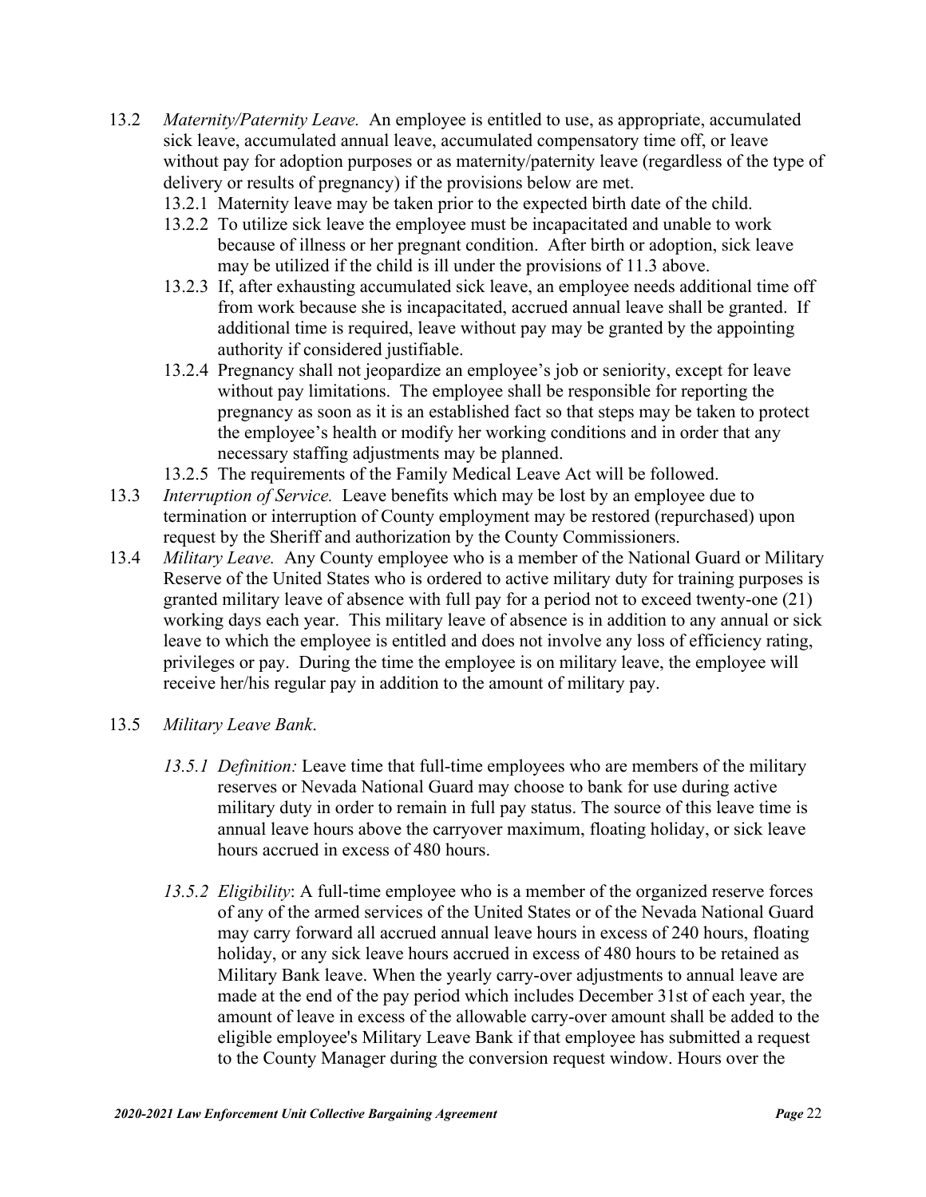13.2 *Maternity/Paternity Leave.* An employee is entitled to use, as appropriate, accumulated sick leave, accumulated annual leave, accumulated compensatory time off, or leave without pay for adoption purposes or as maternity/paternity leave (regardless of the type of delivery or results of pregnancy) if the provisions below are met.

- 13.2.1 Maternity leave may be taken prior to the expected birth date of the child.
- 13.2.2 To utilize sick leave the employee must be incapacitated and unable to work because of illness or her pregnant condition. After birth or adoption, sick leave may be utilized if the child is ill under the provisions of 11.3 above.
- 13.2.3 If, after exhausting accumulated sick leave, an employee needs additional time off from work because she is incapacitated, accrued annual leave shall be granted. If additional time is required, leave without pay may be granted by the appointing authority if considered justifiable.
- 13.2.4 Pregnancy shall not jeopardize an employee's job or seniority, except for leave without pay limitations. The employee shall be responsible for reporting the pregnancy as soon as it is an established fact so that steps may be taken to protect the employee's health or modify her working conditions and in order that any necessary staffing adjustments may be planned.
- 13.2.5 The requirements of the Family Medical Leave Act will be followed.

13.3 *Interruption of Service.* Leave benefits which may be lost by an employee due to termination or interruption of County employment may be restored (repurchased) upon request by the Sheriff and authorization by the County Commissioners.

13.4 *Military Leave.* Any County employee who is a member of the National Guard or Military Reserve of the United States who is ordered to active military duty for training purposes is granted military leave of absence with full pay for a period not to exceed twenty-one (21) working days each year. This military leave of absence is in addition to any annual or sick leave to which the employee is entitled and does not involve any loss of efficiency rating, privileges or pay. During the time the employee is on military leave, the employee will receive her/his regular pay in addition to the amount of military pay.

13.5 *Military Leave Bank.*

- *13.5.1 Definition:* Leave time that full-time employees who are members of the military reserves or Nevada National Guard may choose to bank for use during active military duty in order to remain in full pay status. The source of this leave time is annual leave hours above the carryover maximum, floating holiday, or sick leave hours accrued in excess of 480 hours.

- *13.5.2 Eligibility*: A full-time employee who is a member of the organized reserve forces of any of the armed services of the United States or of the Nevada National Guard may carry forward all accrued annual leave hours in excess of 240 hours, floating holiday, or any sick leave hours accrued in excess of 480 hours to be retained as Military Bank leave. When the yearly carry-over adjustments to annual leave are made at the end of the pay period which includes December 31st of each year, the amount of leave in excess of the allowable carry-over amount shall be added to the eligible employee's Military Leave Bank if that employee has submitted a request to the County Manager during the conversion request window. Hours over the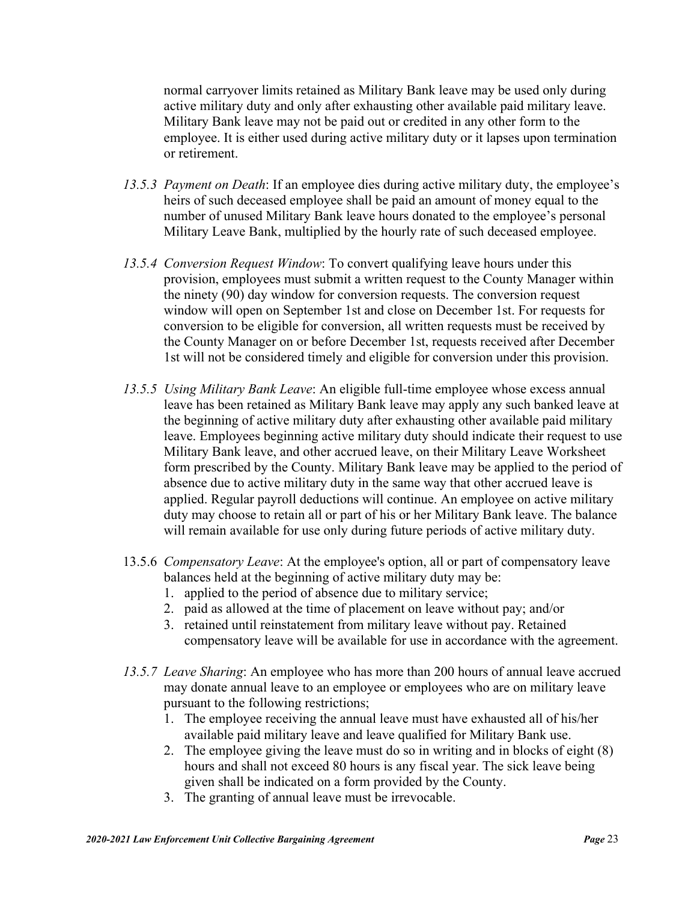normal carryover limits retained as Military Bank leave may be used only during active military duty and only after exhausting other available paid military leave. Military Bank leave may not be paid out or credited in any other form to the employee. It is either used during active military duty or it lapses upon termination or retirement.

*13.5.3 Payment on Death*: If an employee dies during active military duty, the employee's heirs of such deceased employee shall be paid an amount of money equal to the number of unused Military Bank leave hours donated to the employee's personal Military Leave Bank, multiplied by the hourly rate of such deceased employee.

*13.5.4 Conversion Request Window*: To convert qualifying leave hours under this provision, employees must submit a written request to the County Manager within the ninety (90) day window for conversion requests. The conversion request window will open on September 1st and close on December 1st. For requests for conversion to be eligible for conversion, all written requests must be received by the County Manager on or before December 1st, requests received after December 1st will not be considered timely and eligible for conversion under this provision.

*13.5.5 Using Military Bank Leave*: An eligible full-time employee whose excess annual leave has been retained as Military Bank leave may apply any such banked leave at the beginning of active military duty after exhausting other available paid military leave. Employees beginning active military duty should indicate their request to use Military Bank leave, and other accrued leave, on their Military Leave Worksheet form prescribed by the County. Military Bank leave may be applied to the period of absence due to active military duty in the same way that other accrued leave is applied. Regular payroll deductions will continue. An employee on active military duty may choose to retain all or part of his or her Military Bank leave. The balance will remain available for use only during future periods of active military duty.

13.5.6 *Compensatory Leave*: At the employee's option, all or part of compensatory leave balances held at the beginning of active military duty may be:

1. applied to the period of absence due to military service;
2. paid as allowed at the time of placement on leave without pay; and/or
3. retained until reinstatement from military leave without pay. Retained compensatory leave will be available for use in accordance with the agreement.

*13.5.7 Leave Sharing*: An employee who has more than 200 hours of annual leave accrued may donate annual leave to an employee or employees who are on military leave pursuant to the following restrictions;

1. The employee receiving the annual leave must have exhausted all of his/her available paid military leave and leave qualified for Military Bank use.
2. The employee giving the leave must do so in writing and in blocks of eight (8) hours and shall not exceed 80 hours is any fiscal year. The sick leave being given shall be indicated on a form provided by the County.
3. The granting of annual leave must be irrevocable.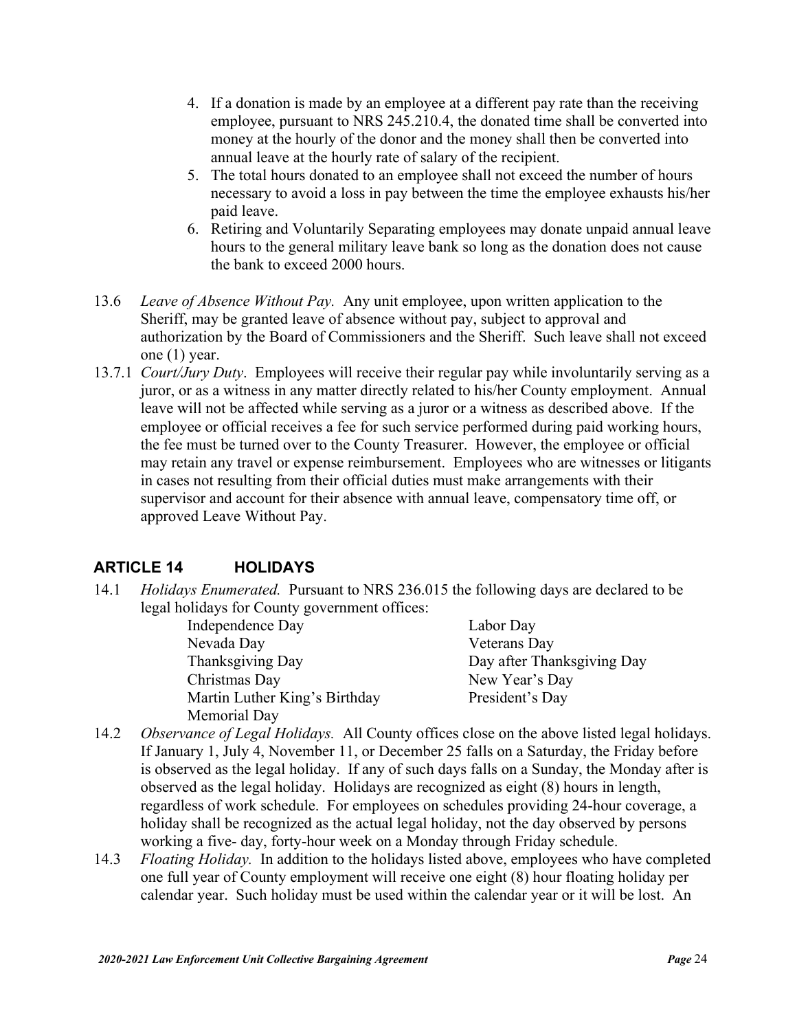4. If a donation is made by an employee at a different pay rate than the receiving employee, pursuant to NRS 245.210.4, the donated time shall be converted into money at the hourly of the donor and the money shall then be converted into annual leave at the hourly rate of salary of the recipient.
5. The total hours donated to an employee shall not exceed the number of hours necessary to avoid a loss in pay between the time the employee exhausts his/her paid leave.
6. Retiring and Voluntarily Separating employees may donate unpaid annual leave hours to the general military leave bank so long as the donation does not cause the bank to exceed 2000 hours.

13.6 *Leave of Absence Without Pay.* Any unit employee, upon written application to the Sheriff, may be granted leave of absence without pay, subject to approval and authorization by the Board of Commissioners and the Sheriff. Such leave shall not exceed one (1) year.

13.7.1 *Court/Jury Duty*. Employees will receive their regular pay while involuntarily serving as a juror, or as a witness in any matter directly related to his/her County employment. Annual leave will not be affected while serving as a juror or a witness as described above. If the employee or official receives a fee for such service performed during paid working hours, the fee must be turned over to the County Treasurer. However, the employee or official may retain any travel or expense reimbursement. Employees who are witnesses or litigants in cases not resulting from their official duties must make arrangements with their supervisor and account for their absence with annual leave, compensatory time off, or approved Leave Without Pay.

## ARTICLE 14 HOLIDAYS

14.1 *Holidays Enumerated.* Pursuant to NRS 236.015 the following days are declared to be legal holidays for County government offices:

| | |
|---|---|
| Independence Day | Labor Day |
| Nevada Day | Veterans Day |
| Thanksgiving Day | Day after Thanksgiving Day |
| Christmas Day | New Year's Day |
| Martin Luther King's Birthday | President's Day |
| Memorial Day | |

14.2 *Observance of Legal Holidays.* All County offices close on the above listed legal holidays. If January 1, July 4, November 11, or December 25 falls on a Saturday, the Friday before is observed as the legal holiday. If any of such days falls on a Sunday, the Monday after is observed as the legal holiday. Holidays are recognized as eight (8) hours in length, regardless of work schedule. For employees on schedules providing 24-hour coverage, a holiday shall be recognized as the actual legal holiday, not the day observed by persons working a five- day, forty-hour week on a Monday through Friday schedule.

14.3 *Floating Holiday.* In addition to the holidays listed above, employees who have completed one full year of County employment will receive one eight (8) hour floating holiday per calendar year. Such holiday must be used within the calendar year or it will be lost. An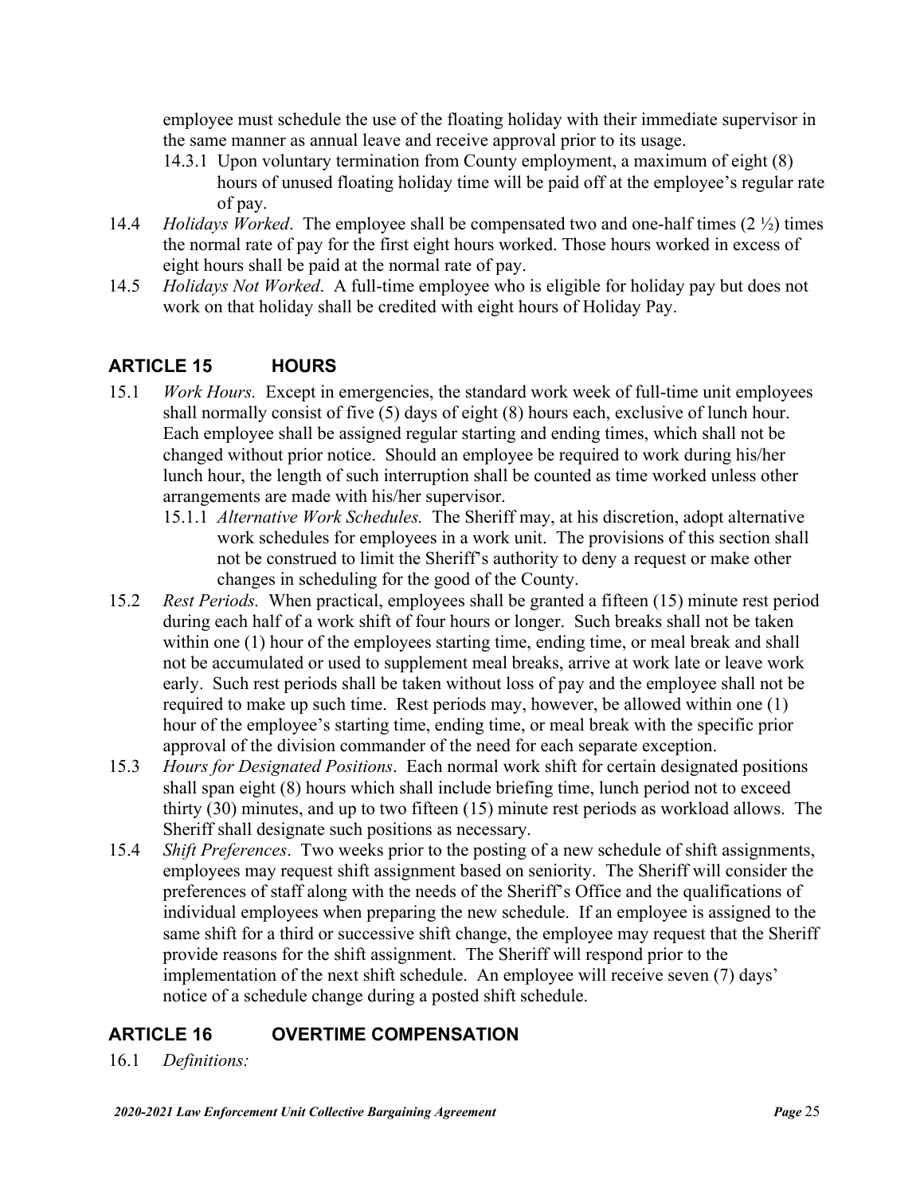employee must schedule the use of the floating holiday with their immediate supervisor in the same manner as annual leave and receive approval prior to its usage.

14.3.1 Upon voluntary termination from County employment, a maximum of eight (8) hours of unused floating holiday time will be paid off at the employee's regular rate of pay.

14.4 *Holidays Worked*. The employee shall be compensated two and one-half times (2 ½) times the normal rate of pay for the first eight hours worked. Those hours worked in excess of eight hours shall be paid at the normal rate of pay.

14.5 *Holidays Not Worked*. A full-time employee who is eligible for holiday pay but does not work on that holiday shall be credited with eight hours of Holiday Pay.

## ARTICLE 15 HOURS

15.1 *Work Hours.* Except in emergencies, the standard work week of full-time unit employees shall normally consist of five (5) days of eight (8) hours each, exclusive of lunch hour. Each employee shall be assigned regular starting and ending times, which shall not be changed without prior notice. Should an employee be required to work during his/her lunch hour, the length of such interruption shall be counted as time worked unless other arrangements are made with his/her supervisor.

15.1.1 *Alternative Work Schedules.* The Sheriff may, at his discretion, adopt alternative work schedules for employees in a work unit. The provisions of this section shall not be construed to limit the Sheriff's authority to deny a request or make other changes in scheduling for the good of the County.

15.2 *Rest Periods.* When practical, employees shall be granted a fifteen (15) minute rest period during each half of a work shift of four hours or longer. Such breaks shall not be taken within one (1) hour of the employees starting time, ending time, or meal break and shall not be accumulated or used to supplement meal breaks, arrive at work late or leave work early. Such rest periods shall be taken without loss of pay and the employee shall not be required to make up such time. Rest periods may, however, be allowed within one (1) hour of the employee's starting time, ending time, or meal break with the specific prior approval of the division commander of the need for each separate exception.

15.3 *Hours for Designated Positions*. Each normal work shift for certain designated positions shall span eight (8) hours which shall include briefing time, lunch period not to exceed thirty (30) minutes, and up to two fifteen (15) minute rest periods as workload allows. The Sheriff shall designate such positions as necessary.

15.4 *Shift Preferences*. Two weeks prior to the posting of a new schedule of shift assignments, employees may request shift assignment based on seniority. The Sheriff will consider the preferences of staff along with the needs of the Sheriff's Office and the qualifications of individual employees when preparing the new schedule. If an employee is assigned to the same shift for a third or successive shift change, the employee may request that the Sheriff provide reasons for the shift assignment. The Sheriff will respond prior to the implementation of the next shift schedule. An employee will receive seven (7) days' notice of a schedule change during a posted shift schedule.

## ARTICLE 16 OVERTIME COMPENSATION

16.1 *Definitions:*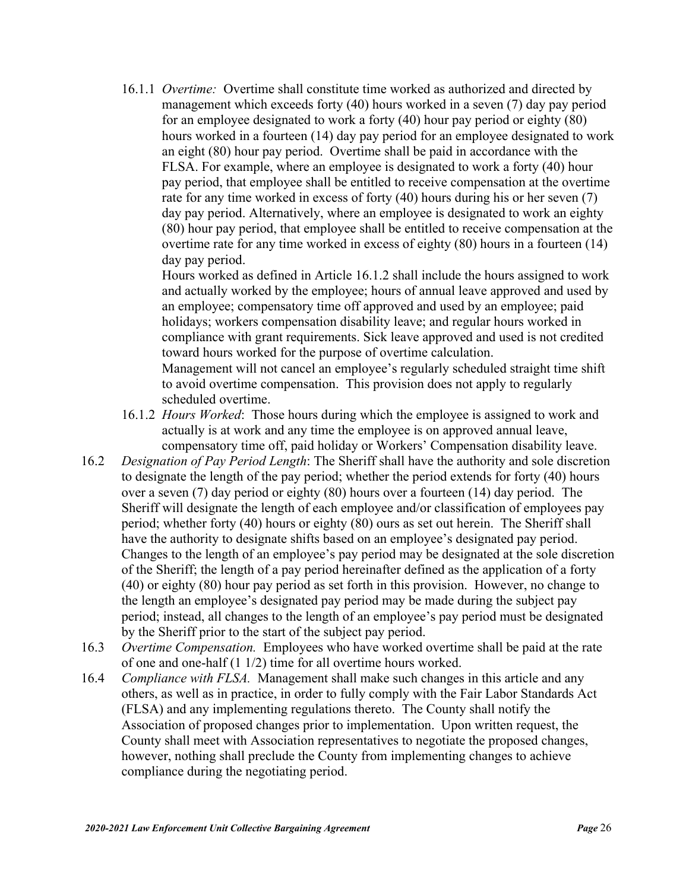16.1.1 *Overtime:* Overtime shall constitute time worked as authorized and directed by management which exceeds forty (40) hours worked in a seven (7) day pay period for an employee designated to work a forty (40) hour pay period or eighty (80) hours worked in a fourteen (14) day pay period for an employee designated to work an eight (80) hour pay period. Overtime shall be paid in accordance with the FLSA. For example, where an employee is designated to work a forty (40) hour pay period, that employee shall be entitled to receive compensation at the overtime rate for any time worked in excess of forty (40) hours during his or her seven (7) day pay period. Alternatively, where an employee is designated to work an eighty (80) hour pay period, that employee shall be entitled to receive compensation at the overtime rate for any time worked in excess of eighty (80) hours in a fourteen (14) day pay period.

Hours worked as defined in Article 16.1.2 shall include the hours assigned to work and actually worked by the employee; hours of annual leave approved and used by an employee; compensatory time off approved and used by an employee; paid holidays; workers compensation disability leave; and regular hours worked in compliance with grant requirements. Sick leave approved and used is not credited toward hours worked for the purpose of overtime calculation.

Management will not cancel an employee's regularly scheduled straight time shift to avoid overtime compensation. This provision does not apply to regularly scheduled overtime.

16.1.2 *Hours Worked*: Those hours during which the employee is assigned to work and actually is at work and any time the employee is on approved annual leave, compensatory time off, paid holiday or Workers' Compensation disability leave.

16.2 *Designation of Pay Period Length*: The Sheriff shall have the authority and sole discretion to designate the length of the pay period; whether the period extends for forty (40) hours over a seven (7) day period or eighty (80) hours over a fourteen (14) day period. The Sheriff will designate the length of each employee and/or classification of employees pay period; whether forty (40) hours or eighty (80) ours as set out herein. The Sheriff shall have the authority to designate shifts based on an employee's designated pay period. Changes to the length of an employee's pay period may be designated at the sole discretion of the Sheriff; the length of a pay period hereinafter defined as the application of a forty (40) or eighty (80) hour pay period as set forth in this provision. However, no change to the length an employee's designated pay period may be made during the subject pay period; instead, all changes to the length of an employee's pay period must be designated by the Sheriff prior to the start of the subject pay period.

16.3 *Overtime Compensation.* Employees who have worked overtime shall be paid at the rate of one and one-half (1 1/2) time for all overtime hours worked.

16.4 *Compliance with FLSA.* Management shall make such changes in this article and any others, as well as in practice, in order to fully comply with the Fair Labor Standards Act (FLSA) and any implementing regulations thereto. The County shall notify the Association of proposed changes prior to implementation. Upon written request, the County shall meet with Association representatives to negotiate the proposed changes, however, nothing shall preclude the County from implementing changes to achieve compliance during the negotiating period.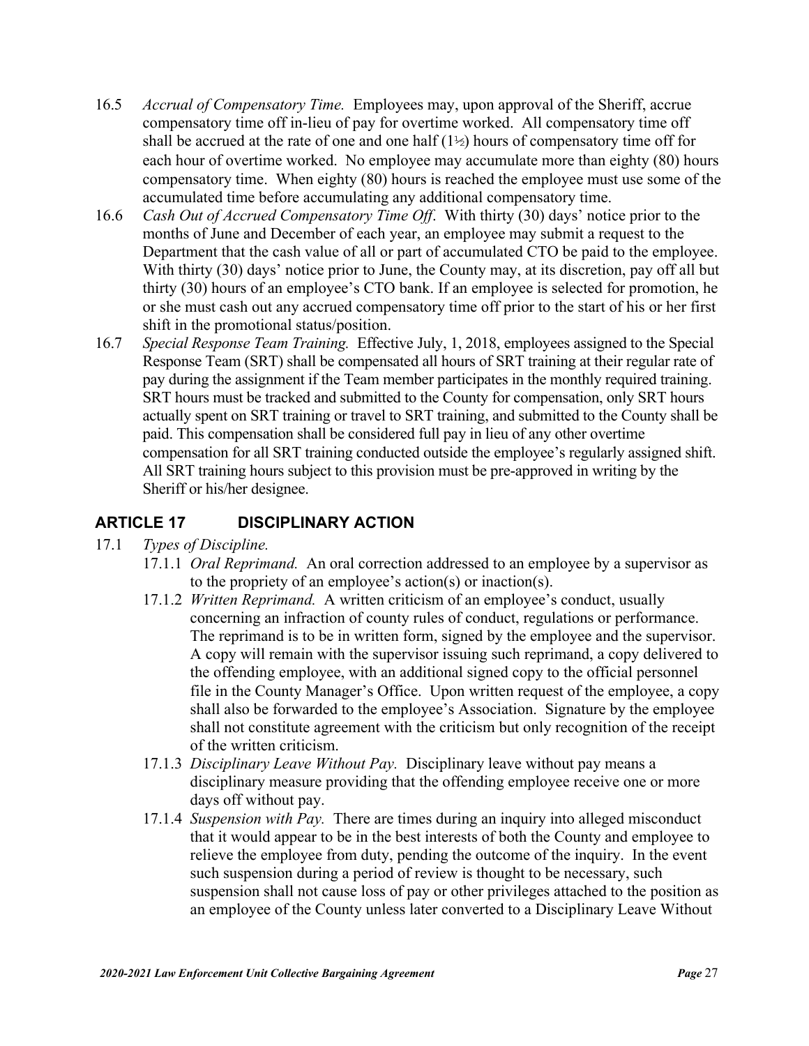16.5 *Accrual of Compensatory Time.* Employees may, upon approval of the Sheriff, accrue compensatory time off in-lieu of pay for overtime worked. All compensatory time off shall be accrued at the rate of one and one half (1½) hours of compensatory time off for each hour of overtime worked. No employee may accumulate more than eighty (80) hours compensatory time. When eighty (80) hours is reached the employee must use some of the accumulated time before accumulating any additional compensatory time.

16.6 *Cash Out of Accrued Compensatory Time Off*. With thirty (30) days' notice prior to the months of June and December of each year, an employee may submit a request to the Department that the cash value of all or part of accumulated CTO be paid to the employee. With thirty (30) days' notice prior to June, the County may, at its discretion, pay off all but thirty (30) hours of an employee's CTO bank. If an employee is selected for promotion, he or she must cash out any accrued compensatory time off prior to the start of his or her first shift in the promotional status/position.

16.7 *Special Response Team Training.* Effective July, 1, 2018, employees assigned to the Special Response Team (SRT) shall be compensated all hours of SRT training at their regular rate of pay during the assignment if the Team member participates in the monthly required training. SRT hours must be tracked and submitted to the County for compensation, only SRT hours actually spent on SRT training or travel to SRT training, and submitted to the County shall be paid. This compensation shall be considered full pay in lieu of any other overtime compensation for all SRT training conducted outside the employee's regularly assigned shift. All SRT training hours subject to this provision must be pre-approved in writing by the Sheriff or his/her designee.

## ARTICLE 17 DISCIPLINARY ACTION

17.1 *Types of Discipline.*

17.1.1 *Oral Reprimand.* An oral correction addressed to an employee by a supervisor as to the propriety of an employee's action(s) or inaction(s).

17.1.2 *Written Reprimand.* A written criticism of an employee's conduct, usually concerning an infraction of county rules of conduct, regulations or performance. The reprimand is to be in written form, signed by the employee and the supervisor. A copy will remain with the supervisor issuing such reprimand, a copy delivered to the offending employee, with an additional signed copy to the official personnel file in the County Manager's Office. Upon written request of the employee, a copy shall also be forwarded to the employee's Association. Signature by the employee shall not constitute agreement with the criticism but only recognition of the receipt of the written criticism.

17.1.3 *Disciplinary Leave Without Pay.* Disciplinary leave without pay means a disciplinary measure providing that the offending employee receive one or more days off without pay.

17.1.4 *Suspension with Pay.* There are times during an inquiry into alleged misconduct that it would appear to be in the best interests of both the County and employee to relieve the employee from duty, pending the outcome of the inquiry. In the event such suspension during a period of review is thought to be necessary, such suspension shall not cause loss of pay or other privileges attached to the position as an employee of the County unless later converted to a Disciplinary Leave Without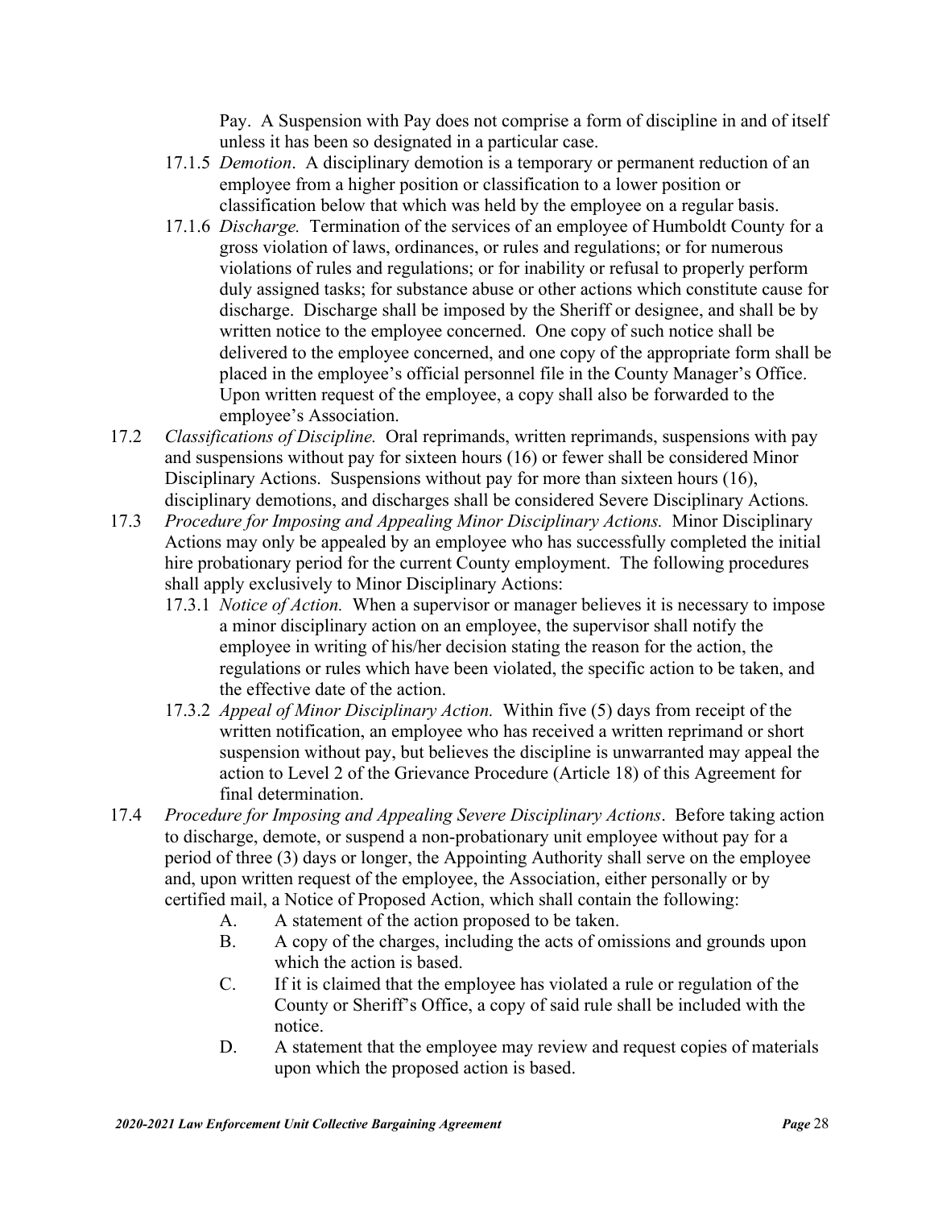Pay. A Suspension with Pay does not comprise a form of discipline in and of itself unless it has been so designated in a particular case.

17.1.5 *Demotion*. A disciplinary demotion is a temporary or permanent reduction of an employee from a higher position or classification to a lower position or classification below that which was held by the employee on a regular basis.

17.1.6 *Discharge.* Termination of the services of an employee of Humboldt County for a gross violation of laws, ordinances, or rules and regulations; or for numerous violations of rules and regulations; or for inability or refusal to properly perform duly assigned tasks; for substance abuse or other actions which constitute cause for discharge. Discharge shall be imposed by the Sheriff or designee, and shall be by written notice to the employee concerned. One copy of such notice shall be delivered to the employee concerned, and one copy of the appropriate form shall be placed in the employee's official personnel file in the County Manager's Office. Upon written request of the employee, a copy shall also be forwarded to the employee's Association.

17.2 *Classifications of Discipline.* Oral reprimands, written reprimands, suspensions with pay and suspensions without pay for sixteen hours (16) or fewer shall be considered Minor Disciplinary Actions. Suspensions without pay for more than sixteen hours (16), disciplinary demotions, and discharges shall be considered Severe Disciplinary Actions*.*

17.3 *Procedure for Imposing and Appealing Minor Disciplinary Actions.* Minor Disciplinary Actions may only be appealed by an employee who has successfully completed the initial hire probationary period for the current County employment. The following procedures shall apply exclusively to Minor Disciplinary Actions:

17.3.1 *Notice of Action.* When a supervisor or manager believes it is necessary to impose a minor disciplinary action on an employee, the supervisor shall notify the employee in writing of his/her decision stating the reason for the action, the regulations or rules which have been violated, the specific action to be taken, and the effective date of the action.

17.3.2 *Appeal of Minor Disciplinary Action.* Within five (5) days from receipt of the written notification, an employee who has received a written reprimand or short suspension without pay, but believes the discipline is unwarranted may appeal the action to Level 2 of the Grievance Procedure (Article 18) of this Agreement for final determination.

17.4 *Procedure for Imposing and Appealing Severe Disciplinary Actions*. Before taking action to discharge, demote, or suspend a non-probationary unit employee without pay for a period of three (3) days or longer, the Appointing Authority shall serve on the employee and, upon written request of the employee, the Association, either personally or by certified mail, a Notice of Proposed Action, which shall contain the following:

A. A statement of the action proposed to be taken.

B. A copy of the charges, including the acts of omissions and grounds upon which the action is based.

C. If it is claimed that the employee has violated a rule or regulation of the County or Sheriff's Office, a copy of said rule shall be included with the notice.

D. A statement that the employee may review and request copies of materials upon which the proposed action is based.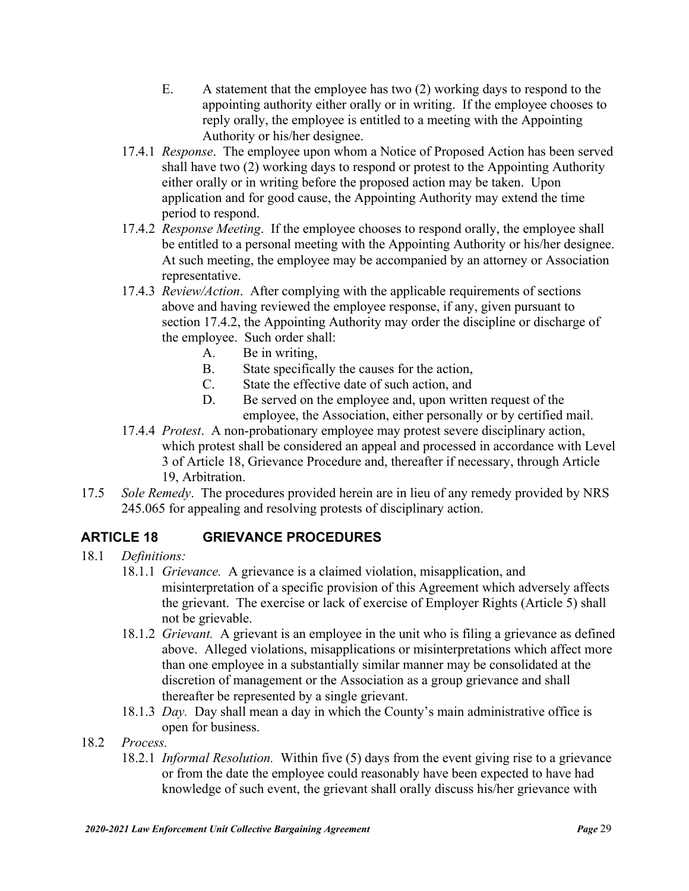E. A statement that the employee has two (2) working days to respond to the appointing authority either orally or in writing. If the employee chooses to reply orally, the employee is entitled to a meeting with the Appointing Authority or his/her designee.

17.4.1 *Response*. The employee upon whom a Notice of Proposed Action has been served shall have two (2) working days to respond or protest to the Appointing Authority either orally or in writing before the proposed action may be taken. Upon application and for good cause, the Appointing Authority may extend the time period to respond.

17.4.2 *Response Meeting*. If the employee chooses to respond orally, the employee shall be entitled to a personal meeting with the Appointing Authority or his/her designee. At such meeting, the employee may be accompanied by an attorney or Association representative.

17.4.3 *Review/Action*. After complying with the applicable requirements of sections above and having reviewed the employee response, if any, given pursuant to section 17.4.2, the Appointing Authority may order the discipline or discharge of the employee. Such order shall:

A. Be in writing,

B. State specifically the causes for the action,

C. State the effective date of such action, and

D. Be served on the employee and, upon written request of the employee, the Association, either personally or by certified mail.

17.4.4 *Protest*. A non-probationary employee may protest severe disciplinary action, which protest shall be considered an appeal and processed in accordance with Level 3 of Article 18, Grievance Procedure and, thereafter if necessary, through Article 19, Arbitration.

17.5 *Sole Remedy*. The procedures provided herein are in lieu of any remedy provided by NRS 245.065 for appealing and resolving protests of disciplinary action.

## ARTICLE 18 GRIEVANCE PROCEDURES

18.1 *Definitions:*

18.1.1 *Grievance.* A grievance is a claimed violation, misapplication, and misinterpretation of a specific provision of this Agreement which adversely affects the grievant. The exercise or lack of exercise of Employer Rights (Article 5) shall not be grievable.

18.1.2 *Grievant.* A grievant is an employee in the unit who is filing a grievance as defined above. Alleged violations, misapplications or misinterpretations which affect more than one employee in a substantially similar manner may be consolidated at the discretion of management or the Association as a group grievance and shall thereafter be represented by a single grievant.

18.1.3 *Day.* Day shall mean a day in which the County's main administrative office is open for business.

18.2 *Process.*

18.2.1 *Informal Resolution.* Within five (5) days from the event giving rise to a grievance or from the date the employee could reasonably have been expected to have had knowledge of such event, the grievant shall orally discuss his/her grievance with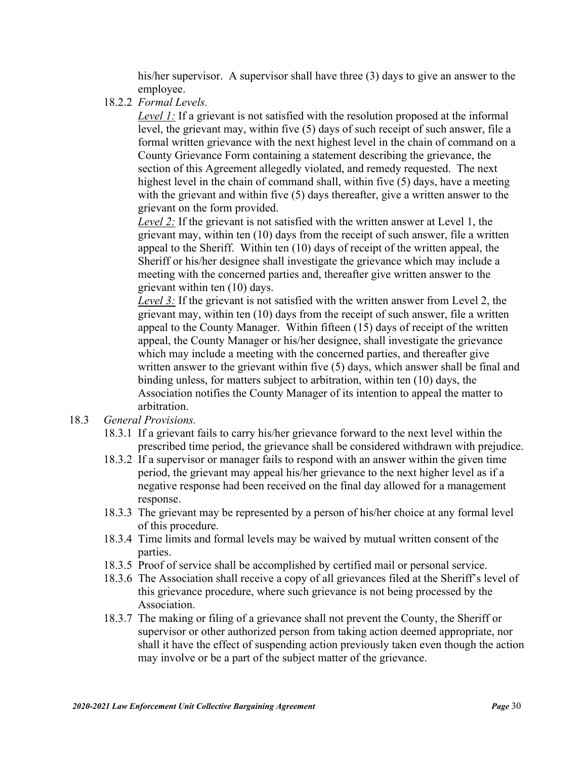his/her supervisor. A supervisor shall have three (3) days to give an answer to the employee.

18.2.2 *Formal Levels.*

*Level 1:* If a grievant is not satisfied with the resolution proposed at the informal level, the grievant may, within five (5) days of such receipt of such answer, file a formal written grievance with the next highest level in the chain of command on a County Grievance Form containing a statement describing the grievance, the section of this Agreement allegedly violated, and remedy requested. The next highest level in the chain of command shall, within five (5) days, have a meeting with the grievant and within five (5) days thereafter, give a written answer to the grievant on the form provided.

*Level 2:* If the grievant is not satisfied with the written answer at Level 1, the grievant may, within ten (10) days from the receipt of such answer, file a written appeal to the Sheriff. Within ten (10) days of receipt of the written appeal, the Sheriff or his/her designee shall investigate the grievance which may include a meeting with the concerned parties and, thereafter give written answer to the grievant within ten (10) days.

*Level 3:* If the grievant is not satisfied with the written answer from Level 2, the grievant may, within ten (10) days from the receipt of such answer, file a written appeal to the County Manager. Within fifteen (15) days of receipt of the written appeal, the County Manager or his/her designee, shall investigate the grievance which may include a meeting with the concerned parties, and thereafter give written answer to the grievant within five (5) days, which answer shall be final and binding unless, for matters subject to arbitration, within ten (10) days, the Association notifies the County Manager of its intention to appeal the matter to arbitration.

18.3 *General Provisions.*

18.3.1 If a grievant fails to carry his/her grievance forward to the next level within the prescribed time period, the grievance shall be considered withdrawn with prejudice.

18.3.2 If a supervisor or manager fails to respond with an answer within the given time period, the grievant may appeal his/her grievance to the next higher level as if a negative response had been received on the final day allowed for a management response.

18.3.3 The grievant may be represented by a person of his/her choice at any formal level of this procedure.

18.3.4 Time limits and formal levels may be waived by mutual written consent of the parties.

18.3.5 Proof of service shall be accomplished by certified mail or personal service.

18.3.6 The Association shall receive a copy of all grievances filed at the Sheriff's level of this grievance procedure, where such grievance is not being processed by the Association.

18.3.7 The making or filing of a grievance shall not prevent the County, the Sheriff or supervisor or other authorized person from taking action deemed appropriate, nor shall it have the effect of suspending action previously taken even though the action may involve or be a part of the subject matter of the grievance.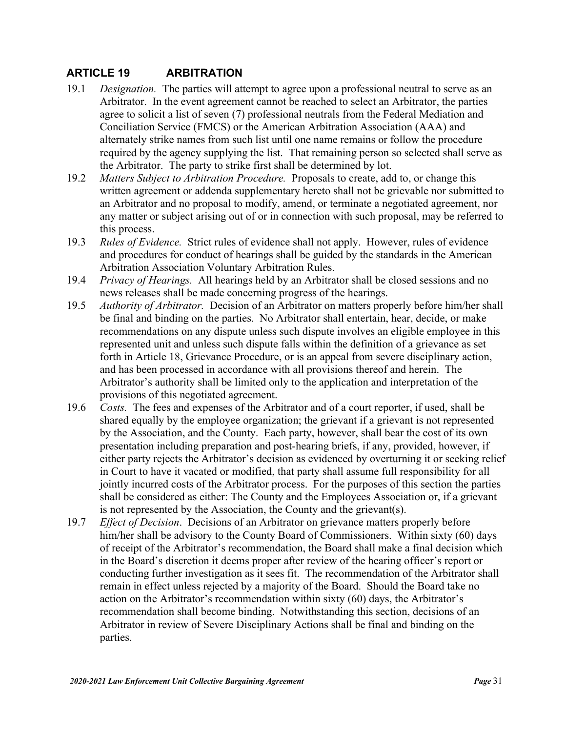## ARTICLE 19 ARBITRATION

19.1 *Designation.* The parties will attempt to agree upon a professional neutral to serve as an Arbitrator. In the event agreement cannot be reached to select an Arbitrator, the parties agree to solicit a list of seven (7) professional neutrals from the Federal Mediation and Conciliation Service (FMCS) or the American Arbitration Association (AAA) and alternately strike names from such list until one name remains or follow the procedure required by the agency supplying the list. That remaining person so selected shall serve as the Arbitrator. The party to strike first shall be determined by lot.

19.2 *Matters Subject to Arbitration Procedure.* Proposals to create, add to, or change this written agreement or addenda supplementary hereto shall not be grievable nor submitted to an Arbitrator and no proposal to modify, amend, or terminate a negotiated agreement, nor any matter or subject arising out of or in connection with such proposal, may be referred to this process.

19.3 *Rules of Evidence.* Strict rules of evidence shall not apply. However, rules of evidence and procedures for conduct of hearings shall be guided by the standards in the American Arbitration Association Voluntary Arbitration Rules.

19.4 *Privacy of Hearings.* All hearings held by an Arbitrator shall be closed sessions and no news releases shall be made concerning progress of the hearings.

19.5 *Authority of Arbitrator.* Decision of an Arbitrator on matters properly before him/her shall be final and binding on the parties. No Arbitrator shall entertain, hear, decide, or make recommendations on any dispute unless such dispute involves an eligible employee in this represented unit and unless such dispute falls within the definition of a grievance as set forth in Article 18, Grievance Procedure, or is an appeal from severe disciplinary action, and has been processed in accordance with all provisions thereof and herein. The Arbitrator's authority shall be limited only to the application and interpretation of the provisions of this negotiated agreement.

19.6 *Costs.* The fees and expenses of the Arbitrator and of a court reporter, if used, shall be shared equally by the employee organization; the grievant if a grievant is not represented by the Association, and the County. Each party, however, shall bear the cost of its own presentation including preparation and post-hearing briefs, if any, provided, however, if either party rejects the Arbitrator's decision as evidenced by overturning it or seeking relief in Court to have it vacated or modified, that party shall assume full responsibility for all jointly incurred costs of the Arbitrator process. For the purposes of this section the parties shall be considered as either: The County and the Employees Association or, if a grievant is not represented by the Association, the County and the grievant(s).

19.7 *Effect of Decision*. Decisions of an Arbitrator on grievance matters properly before him/her shall be advisory to the County Board of Commissioners. Within sixty (60) days of receipt of the Arbitrator's recommendation, the Board shall make a final decision which in the Board's discretion it deems proper after review of the hearing officer's report or conducting further investigation as it sees fit. The recommendation of the Arbitrator shall remain in effect unless rejected by a majority of the Board. Should the Board take no action on the Arbitrator's recommendation within sixty (60) days, the Arbitrator's recommendation shall become binding. Notwithstanding this section, decisions of an Arbitrator in review of Severe Disciplinary Actions shall be final and binding on the parties.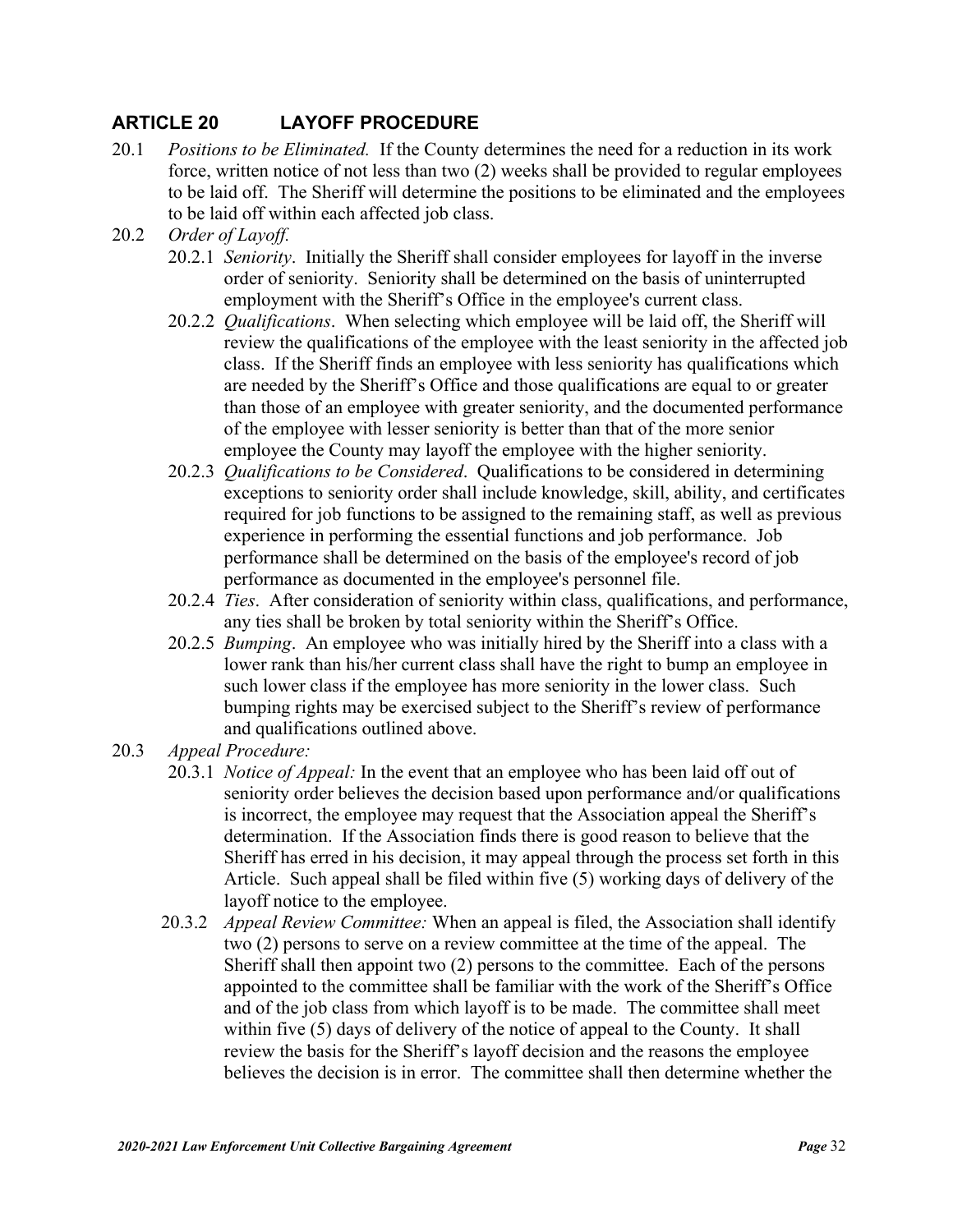## ARTICLE 20 LAYOFF PROCEDURE

20.1 *Positions to be Eliminated.* If the County determines the need for a reduction in its work force, written notice of not less than two (2) weeks shall be provided to regular employees to be laid off. The Sheriff will determine the positions to be eliminated and the employees to be laid off within each affected job class.

20.2 *Order of Layoff.*

20.2.1 *Seniority*. Initially the Sheriff shall consider employees for layoff in the inverse order of seniority. Seniority shall be determined on the basis of uninterrupted employment with the Sheriff's Office in the employee's current class.

20.2.2 *Qualifications*. When selecting which employee will be laid off, the Sheriff will review the qualifications of the employee with the least seniority in the affected job class. If the Sheriff finds an employee with less seniority has qualifications which are needed by the Sheriff's Office and those qualifications are equal to or greater than those of an employee with greater seniority, and the documented performance of the employee with lesser seniority is better than that of the more senior employee the County may layoff the employee with the higher seniority.

20.2.3 *Qualifications to be Considered*. Qualifications to be considered in determining exceptions to seniority order shall include knowledge, skill, ability, and certificates required for job functions to be assigned to the remaining staff, as well as previous experience in performing the essential functions and job performance. Job performance shall be determined on the basis of the employee's record of job performance as documented in the employee's personnel file.

20.2.4 *Ties*. After consideration of seniority within class, qualifications, and performance, any ties shall be broken by total seniority within the Sheriff's Office.

20.2.5 *Bumping*. An employee who was initially hired by the Sheriff into a class with a lower rank than his/her current class shall have the right to bump an employee in such lower class if the employee has more seniority in the lower class. Such bumping rights may be exercised subject to the Sheriff's review of performance and qualifications outlined above.

20.3 *Appeal Procedure:*

20.3.1 *Notice of Appeal:* In the event that an employee who has been laid off out of seniority order believes the decision based upon performance and/or qualifications is incorrect, the employee may request that the Association appeal the Sheriff's determination. If the Association finds there is good reason to believe that the Sheriff has erred in his decision, it may appeal through the process set forth in this Article. Such appeal shall be filed within five (5) working days of delivery of the layoff notice to the employee.

20.3.2 *Appeal Review Committee:* When an appeal is filed, the Association shall identify two (2) persons to serve on a review committee at the time of the appeal. The Sheriff shall then appoint two (2) persons to the committee. Each of the persons appointed to the committee shall be familiar with the work of the Sheriff's Office and of the job class from which layoff is to be made. The committee shall meet within five (5) days of delivery of the notice of appeal to the County. It shall review the basis for the Sheriff's layoff decision and the reasons the employee believes the decision is in error. The committee shall then determine whether the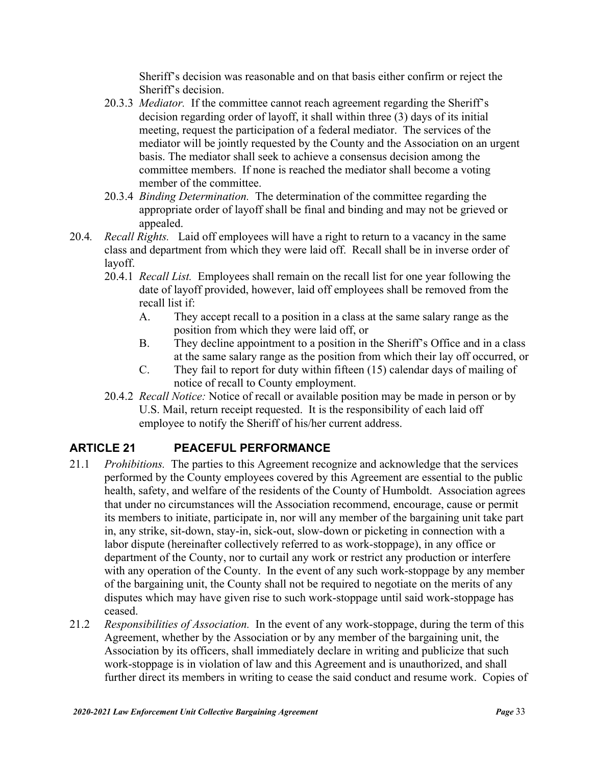Sheriff's decision was reasonable and on that basis either confirm or reject the Sheriff's decision.

20.3.3 *Mediator.* If the committee cannot reach agreement regarding the Sheriff's decision regarding order of layoff, it shall within three (3) days of its initial meeting, request the participation of a federal mediator. The services of the mediator will be jointly requested by the County and the Association on an urgent basis. The mediator shall seek to achieve a consensus decision among the committee members. If none is reached the mediator shall become a voting member of the committee.

20.3.4 *Binding Determination.* The determination of the committee regarding the appropriate order of layoff shall be final and binding and may not be grieved or appealed.

20.4. *Recall Rights.* Laid off employees will have a right to return to a vacancy in the same class and department from which they were laid off. Recall shall be in inverse order of layoff.

20.4.1 *Recall List.* Employees shall remain on the recall list for one year following the date of layoff provided, however, laid off employees shall be removed from the recall list if:

A. They accept recall to a position in a class at the same salary range as the position from which they were laid off, or

B. They decline appointment to a position in the Sheriff's Office and in a class at the same salary range as the position from which their lay off occurred, or

C. They fail to report for duty within fifteen (15) calendar days of mailing of notice of recall to County employment.

20.4.2 *Recall Notice:* Notice of recall or available position may be made in person or by U.S. Mail, return receipt requested. It is the responsibility of each laid off employee to notify the Sheriff of his/her current address.

## ARTICLE 21 PEACEFUL PERFORMANCE

21.1 *Prohibitions.* The parties to this Agreement recognize and acknowledge that the services performed by the County employees covered by this Agreement are essential to the public health, safety, and welfare of the residents of the County of Humboldt. Association agrees that under no circumstances will the Association recommend, encourage, cause or permit its members to initiate, participate in, nor will any member of the bargaining unit take part in, any strike, sit-down, stay-in, sick-out, slow-down or picketing in connection with a labor dispute (hereinafter collectively referred to as work-stoppage), in any office or department of the County, nor to curtail any work or restrict any production or interfere with any operation of the County. In the event of any such work-stoppage by any member of the bargaining unit, the County shall not be required to negotiate on the merits of any disputes which may have given rise to such work-stoppage until said work-stoppage has ceased.

21.2 *Responsibilities of Association.* In the event of any work-stoppage, during the term of this Agreement, whether by the Association or by any member of the bargaining unit, the Association by its officers, shall immediately declare in writing and publicize that such work-stoppage is in violation of law and this Agreement and is unauthorized, and shall further direct its members in writing to cease the said conduct and resume work. Copies of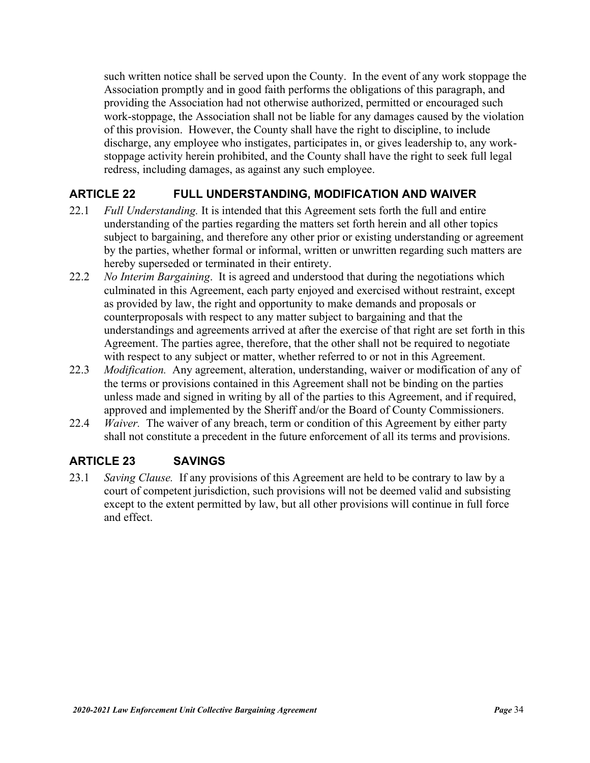such written notice shall be served upon the County. In the event of any work stoppage the Association promptly and in good faith performs the obligations of this paragraph, and providing the Association had not otherwise authorized, permitted or encouraged such work-stoppage, the Association shall not be liable for any damages caused by the violation of this provision. However, the County shall have the right to discipline, to include discharge, any employee who instigates, participates in, or gives leadership to, any work-stoppage activity herein prohibited, and the County shall have the right to seek full legal redress, including damages, as against any such employee.

## ARTICLE 22 FULL UNDERSTANDING, MODIFICATION AND WAIVER

22.1 *Full Understanding.* It is intended that this Agreement sets forth the full and entire understanding of the parties regarding the matters set forth herein and all other topics subject to bargaining, and therefore any other prior or existing understanding or agreement by the parties, whether formal or informal, written or unwritten regarding such matters are hereby superseded or terminated in their entirety.

22.2 *No Interim Bargaining*. It is agreed and understood that during the negotiations which culminated in this Agreement, each party enjoyed and exercised without restraint, except as provided by law, the right and opportunity to make demands and proposals or counterproposals with respect to any matter subject to bargaining and that the understandings and agreements arrived at after the exercise of that right are set forth in this Agreement. The parties agree, therefore, that the other shall not be required to negotiate with respect to any subject or matter, whether referred to or not in this Agreement.

22.3 *Modification.* Any agreement, alteration, understanding, waiver or modification of any of the terms or provisions contained in this Agreement shall not be binding on the parties unless made and signed in writing by all of the parties to this Agreement, and if required, approved and implemented by the Sheriff and/or the Board of County Commissioners.

22.4 *Waiver.* The waiver of any breach, term or condition of this Agreement by either party shall not constitute a precedent in the future enforcement of all its terms and provisions.

## ARTICLE 23 SAVINGS

23.1 *Saving Clause.* If any provisions of this Agreement are held to be contrary to law by a court of competent jurisdiction, such provisions will not be deemed valid and subsisting except to the extent permitted by law, but all other provisions will continue in full force and effect.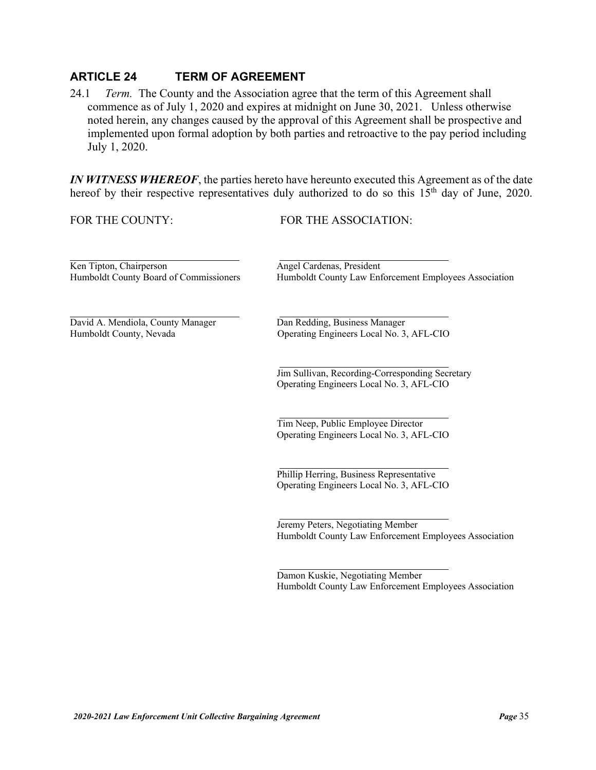## ARTICLE 24 TERM OF AGREEMENT

24.1 *Term.* The County and the Association agree that the term of this Agreement shall commence as of July 1, 2020 and expires at midnight on June 30, 2021. Unless otherwise noted herein, any changes caused by the approval of this Agreement shall be prospective and implemented upon formal adoption by both parties and retroactive to the pay period including July 1, 2020.

***IN WITNESS WHEREOF***, the parties hereto have hereunto executed this Agreement as of the date hereof by their respective representatives duly authorized to do so this 15th day of June, 2020.

| FOR THE COUNTY: | FOR THE ASSOCIATION: |
|---|---|
| \_\_\_\_\_\_\_\_\_\_\_\_\_\_\_\_\_\_\_\_\_\_\_\_\_\_\_\_\_\_ <br> Ken Tipton, Chairperson <br> Humboldt County Board of Commissioners | \_\_\_\_\_\_\_\_\_\_\_\_\_\_\_\_\_\_\_\_\_\_\_\_\_\_\_\_\_\_ <br> Angel Cardenas, President <br> Humboldt County Law Enforcement Employees Association |
| \_\_\_\_\_\_\_\_\_\_\_\_\_\_\_\_\_\_\_\_\_\_\_\_\_\_\_\_\_\_ <br> David A. Mendiola, County Manager <br> Humboldt County, Nevada | \_\_\_\_\_\_\_\_\_\_\_\_\_\_\_\_\_\_\_\_\_\_\_\_\_\_\_\_\_\_ <br> Dan Redding, Business Manager <br> Operating Engineers Local No. 3, AFL-CIO |
| | \_\_\_\_\_\_\_\_\_\_\_\_\_\_\_\_\_\_\_\_\_\_\_\_\_\_\_\_\_\_ <br> Jim Sullivan, Recording-Corresponding Secretary <br> Operating Engineers Local No. 3, AFL-CIO |
| | \_\_\_\_\_\_\_\_\_\_\_\_\_\_\_\_\_\_\_\_\_\_\_\_\_\_\_\_\_\_ <br> Tim Neep, Public Employee Director <br> Operating Engineers Local No. 3, AFL-CIO |
| | \_\_\_\_\_\_\_\_\_\_\_\_\_\_\_\_\_\_\_\_\_\_\_\_\_\_\_\_\_\_ <br> Phillip Herring, Business Representative <br> Operating Engineers Local No. 3, AFL-CIO |
| | \_\_\_\_\_\_\_\_\_\_\_\_\_\_\_\_\_\_\_\_\_\_\_\_\_\_\_\_\_\_ <br> Jeremy Peters, Negotiating Member <br> Humboldt County Law Enforcement Employees Association |
| | \_\_\_\_\_\_\_\_\_\_\_\_\_\_\_\_\_\_\_\_\_\_\_\_\_\_\_\_\_\_ <br> Damon Kuskie, Negotiating Member <br> Humboldt County Law Enforcement Employees Association |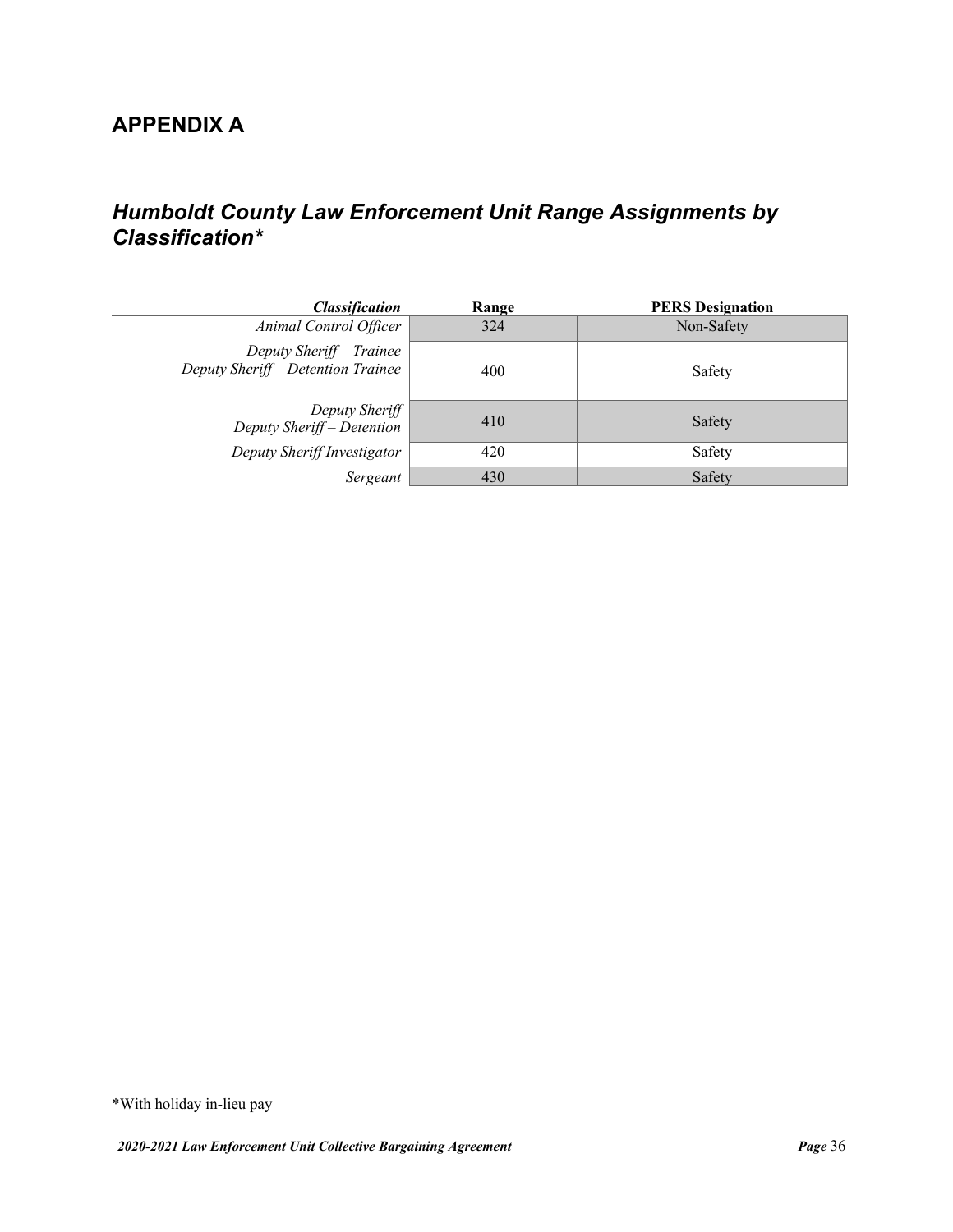## APPENDIX A

### *Humboldt County Law Enforcement Unit Range Assignments by Classification**

| ***Classification*** | **Range** | **PERS Designation** |
| --- | --- | --- |
| *Animal Control Officer* | 324 | Non-Safety |
| *Deputy Sheriff – Trainee*<br>*Deputy Sheriff – Detention Trainee* | 400 | Safety |
| *Deputy Sheriff*<br>*Deputy Sheriff – Detention* | 410 | Safety |
| *Deputy Sheriff Investigator* | 420 | Safety |
| *Sergeant* | 430 | Safety |

*With holiday in-lieu pay